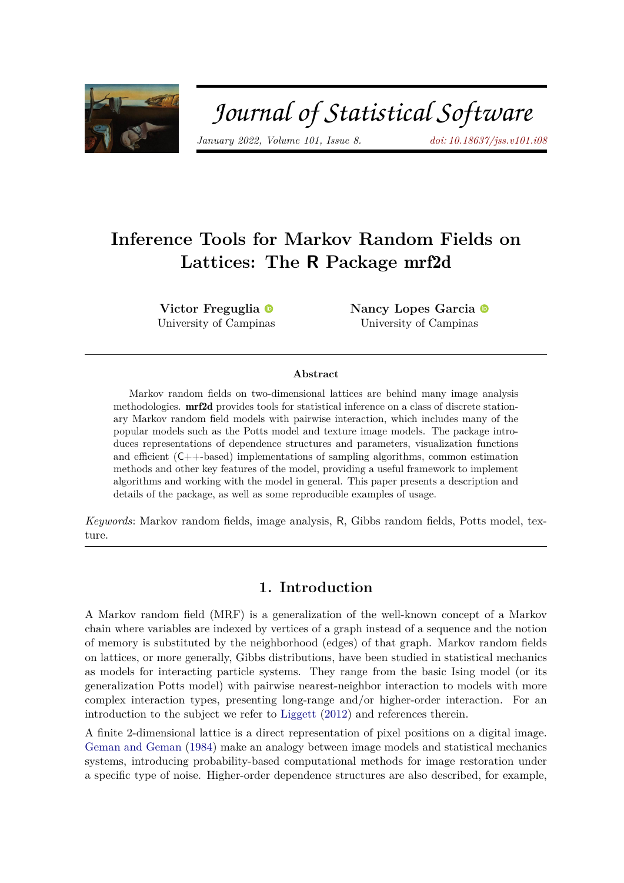# Inference Tools for Markov Random Fields on Lattices: The R Package mrf2d

**Victor Freguglia**
University of Campinas

**Nancy Lopes Garcia**
University of Campinas

## Abstract

Markov random fields on two-dimensional lattices are behind many image analysis methodologies. **mrf2d** provides tools for statistical inference on a class of discrete stationary Markov random field models with pairwise interaction, which includes many of the popular models such as the Potts model and texture image models. The package introduces representations of dependence structures and parameters, visualization functions and efficient (C++-based) implementations of sampling algorithms, common estimation methods and other key features of the model, providing a useful framework to implement algorithms and working with the model in general. This paper presents a description and details of the package, as well as some reproducible examples of usage.

*Keywords*: Markov random fields, image analysis, R, Gibbs random fields, Potts model, texture.

## 1. Introduction

A Markov random field (MRF) is a generalization of the well-known concept of a Markov chain where variables are indexed by vertices of a graph instead of a sequence and the notion of memory is substituted by the neighborhood (edges) of that graph. Markov random fields on lattices, or more generally, Gibbs distributions, have been studied in statistical mechanics as models for interacting particle systems. They range from the basic Ising model (or its generalization Potts model) with pairwise nearest-neighbor interaction to models with more complex interaction types, presenting long-range and/or higher-order interaction. For an introduction to the subject we refer to Liggett (2012) and references therein.

A finite 2-dimensional lattice is a direct representation of pixel positions on a digital image. Geman and Geman (1984) make an analogy between image models and statistical mechanics systems, introducing probability-based computational methods for image restoration under a specific type of noise. Higher-order dependence structures are also described, for example,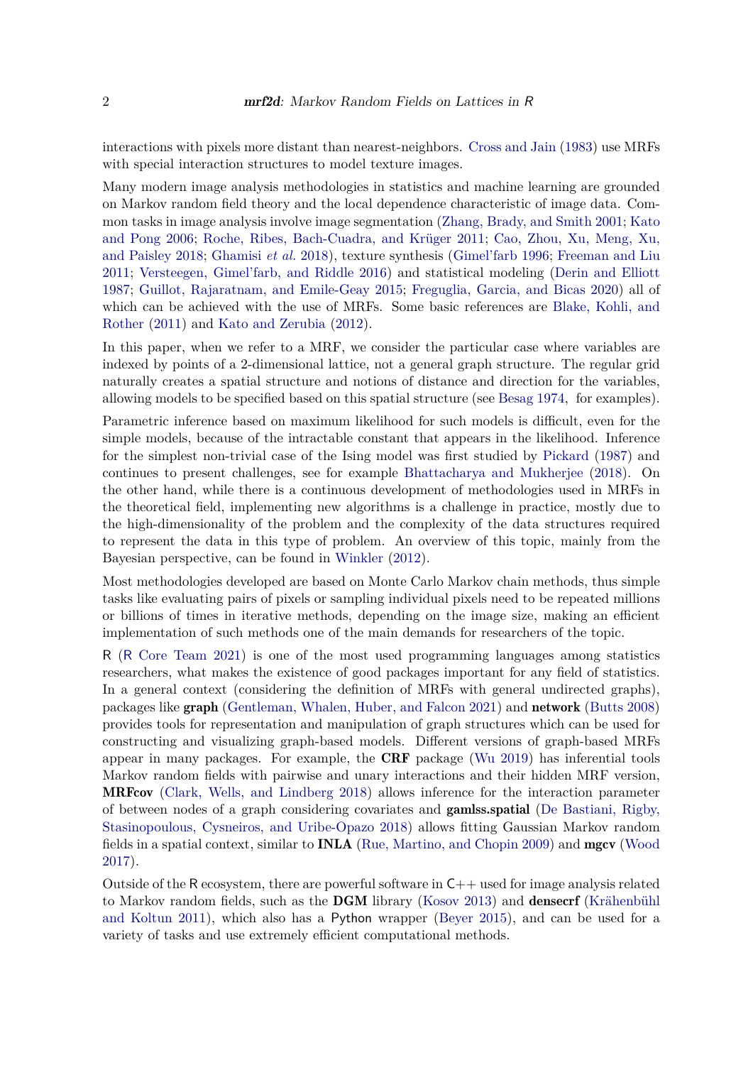interactions with pixels more distant than nearest-neighbors. Cross and Jain (1983) use MRFs with special interaction structures to model texture images.

Many modern image analysis methodologies in statistics and machine learning are grounded on Markov random field theory and the local dependence characteristic of image data. Common tasks in image analysis involve image segmentation (Zhang, Brady, and Smith 2001; Kato and Pong 2006; Roche, Ribes, Bach-Cuadra, and Krüger 2011; Cao, Zhou, Xu, Meng, Xu, and Paisley 2018; Ghamisi *et al.* 2018), texture synthesis (Gimel'farb 1996; Freeman and Liu 2011; Versteegen, Gimel'farb, and Riddle 2016) and statistical modeling (Derin and Elliott 1987; Guillot, Rajaratnam, and Emile-Geay 2015; Freguglia, Garcia, and Bicas 2020) all of which can be achieved with the use of MRFs. Some basic references are Blake, Kohli, and Rother (2011) and Kato and Zerubia (2012).

In this paper, when we refer to a MRF, we consider the particular case where variables are indexed by points of a 2-dimensional lattice, not a general graph structure. The regular grid naturally creates a spatial structure and notions of distance and direction for the variables, allowing models to be specified based on this spatial structure (see Besag 1974, for examples).

Parametric inference based on maximum likelihood for such models is difficult, even for the simple models, because of the intractable constant that appears in the likelihood. Inference for the simplest non-trivial case of the Ising model was first studied by Pickard (1987) and continues to present challenges, see for example Bhattacharya and Mukherjee (2018). On the other hand, while there is a continuous development of methodologies used in MRFs in the theoretical field, implementing new algorithms is a challenge in practice, mostly due to the high-dimensionality of the problem and the complexity of the data structures required to represent the data in this type of problem. An overview of this topic, mainly from the Bayesian perspective, can be found in Winkler (2012).

Most methodologies developed are based on Monte Carlo Markov chain methods, thus simple tasks like evaluating pairs of pixels or sampling individual pixels need to be repeated millions or billions of times in iterative methods, depending on the image size, making an efficient implementation of such methods one of the main demands for researchers of the topic.

R (R Core Team 2021) is one of the most used programming languages among statistics researchers, what makes the existence of good packages important for any field of statistics. In a general context (considering the definition of MRFs with general undirected graphs), packages like **graph** (Gentleman, Whalen, Huber, and Falcon 2021) and **network** (Butts 2008) provides tools for representation and manipulation of graph structures which can be used for constructing and visualizing graph-based models. Different versions of graph-based MRFs appear in many packages. For example, the **CRF** package (Wu 2019) has inferential tools Markov random fields with pairwise and unary interactions and their hidden MRF version, **MRFcov** (Clark, Wells, and Lindberg 2018) allows inference for the interaction parameter of between nodes of a graph considering covariates and **gamlss.spatial** (De Bastiani, Rigby, Stasinopoulous, Cysneiros, and Uribe-Opazo 2018) allows fitting Gaussian Markov random fields in a spatial context, similar to **INLA** (Rue, Martino, and Chopin 2009) and **mgcv** (Wood 2017).

Outside of the R ecosystem, there are powerful software in C++ used for image analysis related to Markov random fields, such as the **DGM** library (Kosov 2013) and **densecrf** (Krähenbühl and Koltun 2011), which also has a Python wrapper (Beyer 2015), and can be used for a variety of tasks and use extremely efficient computational methods.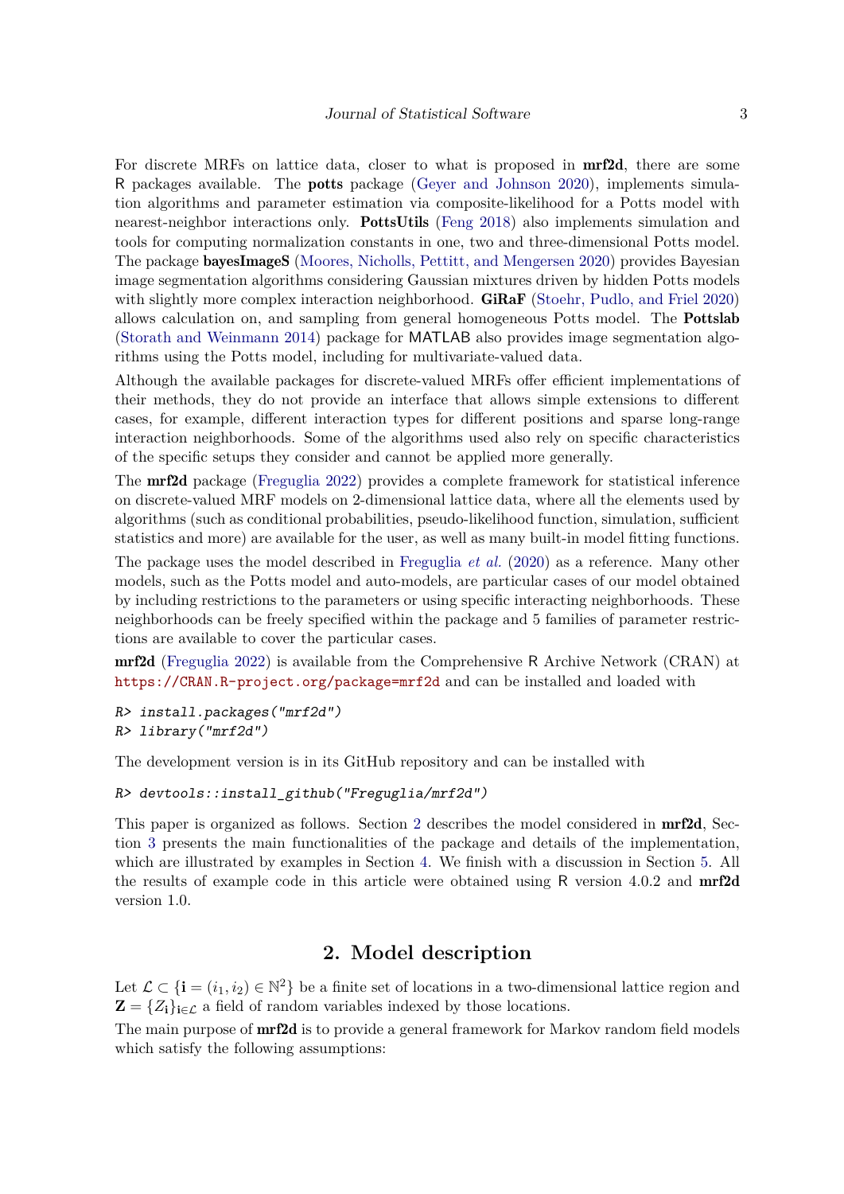For discrete MRFs on lattice data, closer to what is proposed in **mrf2d**, there are some R packages available. The **potts** package (Geyer and Johnson 2020), implements simulation algorithms and parameter estimation via composite-likelihood for a Potts model with nearest-neighbor interactions only. **PottsUtils** (Feng 2018) also implements simulation and tools for computing normalization constants in one, two and three-dimensional Potts model. The package **bayesImageS** (Moores, Nicholls, Pettitt, and Mengersen 2020) provides Bayesian image segmentation algorithms considering Gaussian mixtures driven by hidden Potts models with slightly more complex interaction neighborhood. **GiRaF** (Stoehr, Pudlo, and Friel 2020) allows calculation on, and sampling from general homogeneous Potts model. The **Pottslab** (Storath and Weinmann 2014) package for MATLAB also provides image segmentation algorithms using the Potts model, including for multivariate-valued data.

Although the available packages for discrete-valued MRFs offer efficient implementations of their methods, they do not provide an interface that allows simple extensions to different cases, for example, different interaction types for different positions and sparse long-range interaction neighborhoods. Some of the algorithms used also rely on specific characteristics of the specific setups they consider and cannot be applied more generally.

The **mrf2d** package (Freguglia 2022) provides a complete framework for statistical inference on discrete-valued MRF models on 2-dimensional lattice data, where all the elements used by algorithms (such as conditional probabilities, pseudo-likelihood function, simulation, sufficient statistics and more) are available for the user, as well as many built-in model fitting functions.

The package uses the model described in Freguglia *et al.* (2020) as a reference. Many other models, such as the Potts model and auto-models, are particular cases of our model obtained by including restrictions to the parameters or using specific interacting neighborhoods. These neighborhoods can be freely specified within the package and 5 families of parameter restrictions are available to cover the particular cases.

**mrf2d** (Freguglia 2022) is available from the Comprehensive R Archive Network (CRAN) at https://CRAN.R-project.org/package=mrf2d and can be installed and loaded with

```
R> install.packages("mrf2d")
R> library("mrf2d")
```

The development version is in its GitHub repository and can be installed with

```
R> devtools::install_github("Freguglia/mrf2d")
```

This paper is organized as follows. Section 2 describes the model considered in **mrf2d**, Section 3 presents the main functionalities of the package and details of the implementation, which are illustrated by examples in Section 4. We finish with a discussion in Section 5. All the results of example code in this article were obtained using R version 4.0.2 and **mrf2d** version 1.0.

## 2. Model description

Let $\mathcal{L} \subset \{\mathbf{i} = (i_1, i_2) \in \mathbb{N}^2\}$ be a finite set of locations in a two-dimensional lattice region and $\mathbf{Z} = \{Z_\mathbf{i}\}_{\mathbf{i} \in \mathcal{L}}$ a field of random variables indexed by those locations.

The main purpose of **mrf2d** is to provide a general framework for Markov random field models which satisfy the following assumptions: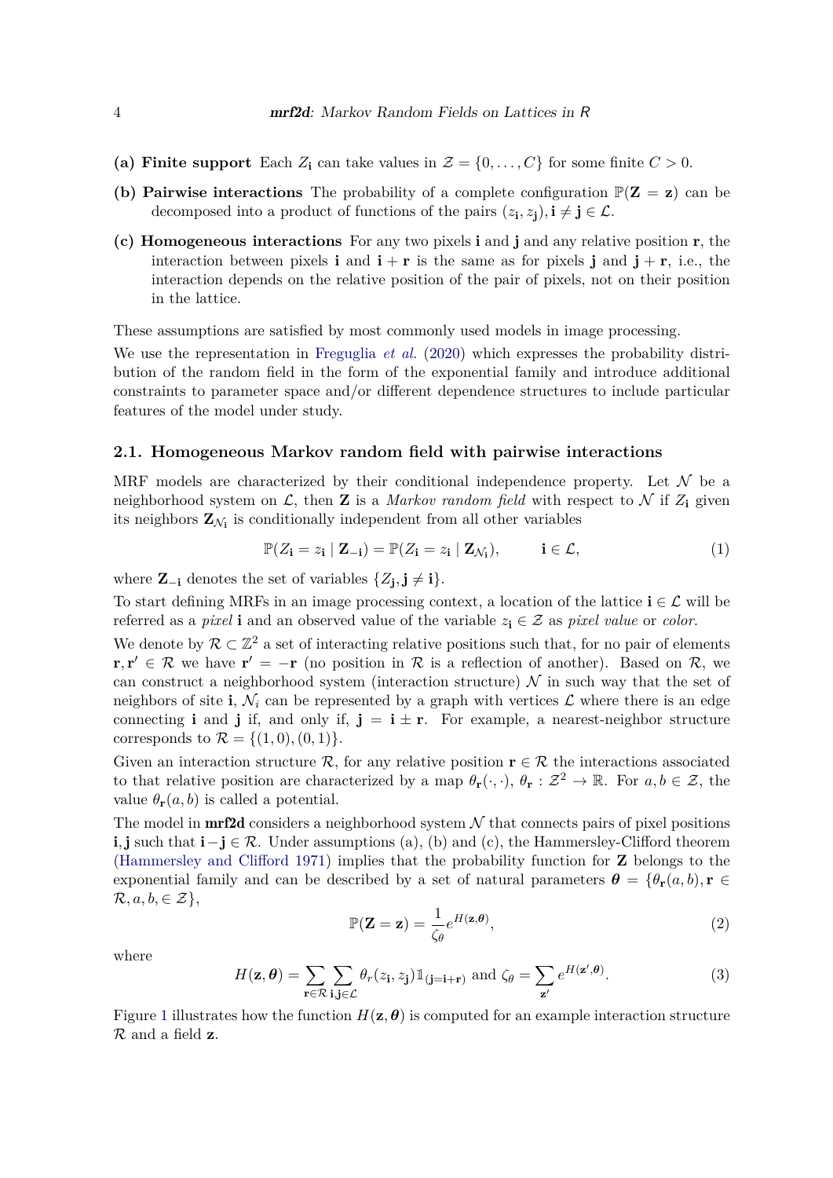**(a) Finite support** Each $Z_{\mathbf{i}}$ can take values in $\mathcal{Z} = \{0, \dots, C\}$ for some finite $C > 0$.

**(b) Pairwise interactions** The probability of a complete configuration $\mathbb{P}(\mathbf{Z} = \mathbf{z})$ can be decomposed into a product of functions of the pairs $(z_{\mathbf{i}}, z_{\mathbf{j}}), \mathbf{i} \neq \mathbf{j} \in \mathcal{L}$.

**(c) Homogeneous interactions** For any two pixels $\mathbf{i}$ and $\mathbf{j}$ and any relative position $\mathbf{r}$, the interaction between pixels $\mathbf{i}$ and $\mathbf{i} + \mathbf{r}$ is the same as for pixels $\mathbf{j}$ and $\mathbf{j} + \mathbf{r}$, i.e., the interaction depends on the relative position of the pair of pixels, not on their position in the lattice.

These assumptions are satisfied by most commonly used models in image processing.

We use the representation in Freguglia *et al.* (2020) which expresses the probability distribution of the random field in the form of the exponential family and introduce additional constraints to parameter space and/or different dependence structures to include particular features of the model under study.

### 2.1. Homogeneous Markov random field with pairwise interactions

MRF models are characterized by their conditional independence property. Let $\mathcal{N}$ be a neighborhood system on $\mathcal{L}$, then $\mathbf{Z}$ is a *Markov random field* with respect to $\mathcal{N}$ if $Z_{\mathbf{i}}$ given its neighbors $\mathbf{Z}_{\mathcal{N}_{\mathbf{i}}}$ is conditionally independent from all other variables

$$\mathbb{P}(Z_{\mathbf{i}} = z_{\mathbf{i}} \mid \mathbf{Z}_{-\mathbf{i}}) = \mathbb{P}(Z_{\mathbf{i}} = z_{\mathbf{i}} \mid \mathbf{Z}_{\mathcal{N}_{\mathbf{i}}}), \qquad \mathbf{i} \in \mathcal{L}, \tag{1}$$

where $\mathbf{Z}_{-\mathbf{i}}$ denotes the set of variables $\{Z_{\mathbf{j}}, \mathbf{j} \neq \mathbf{i}\}$.

To start defining MRFs in an image processing context, a location of the lattice $\mathbf{i} \in \mathcal{L}$ will be referred as a *pixel* $\mathbf{i}$ and an observed value of the variable $z_{\mathbf{i}} \in \mathcal{Z}$ as *pixel value* or *color*.

We denote by $\mathcal{R} \subset \mathbb{Z}^2$ a set of interacting relative positions such that, for no pair of elements $\mathbf{r}, \mathbf{r}' \in \mathcal{R}$ we have $\mathbf{r}' = -\mathbf{r}$ (no position in $\mathcal{R}$ is a reflection of another). Based on $\mathcal{R}$, we can construct a neighborhood system (interaction structure) $\mathcal{N}$ in such way that the set of neighbors of site $\mathbf{i}$, $\mathcal{N}_i$ can be represented by a graph with vertices $\mathcal{L}$ where there is an edge connecting $\mathbf{i}$ and $\mathbf{j}$ if, and only if, $\mathbf{j} = \mathbf{i} \pm \mathbf{r}$. For example, a nearest-neighbor structure corresponds to $\mathcal{R} = \{(1, 0), (0, 1)\}$.

Given an interaction structure $\mathcal{R}$, for any relative position $\mathbf{r} \in \mathcal{R}$ the interactions associated to that relative position are characterized by a map $\theta_{\mathbf{r}}(\cdot, \cdot)$, $\theta_{\mathbf{r}} : \mathcal{Z}^2 \to \mathbb{R}$. For $a, b \in \mathcal{Z}$, the value $\theta_{\mathbf{r}}(a, b)$ is called a potential.

The model in **mrf2d** considers a neighborhood system $\mathcal{N}$ that connects pairs of pixel positions $\mathbf{i}, \mathbf{j}$ such that $\mathbf{i} - \mathbf{j} \in \mathcal{R}$. Under assumptions (a), (b) and (c), the Hammersley-Clifford theorem (Hammersley and Clifford 1971) implies that the probability function for $\mathbf{Z}$ belongs to the exponential family and can be described by a set of natural parameters $\boldsymbol{\theta} = \{\theta_{\mathbf{r}}(a, b), \mathbf{r} \in \mathcal{R}, a, b, \in \mathcal{Z}\}$,

$$\mathbb{P}(\mathbf{Z} = \mathbf{z}) = \frac{1}{\zeta_\theta} e^{H(\mathbf{z}, \boldsymbol{\theta})}, \tag{2}$$

where

$$H(\mathbf{z}, \boldsymbol{\theta}) = \sum_{\mathbf{r} \in \mathcal{R}} \sum_{\mathbf{i}, \mathbf{j} \in \mathcal{L}} \theta_r(z_{\mathbf{i}}, z_{\mathbf{j}}) \mathbb{1}_{(\mathbf{j} = \mathbf{i} + \mathbf{r})} \text{ and } \zeta_\theta = \sum_{\mathbf{z}'} e^{H(\mathbf{z}', \boldsymbol{\theta})}. \tag{3}$$

Figure 1 illustrates how the function $H(\mathbf{z}, \boldsymbol{\theta})$ is computed for an example interaction structure $\mathcal{R}$ and a field $\mathbf{z}$.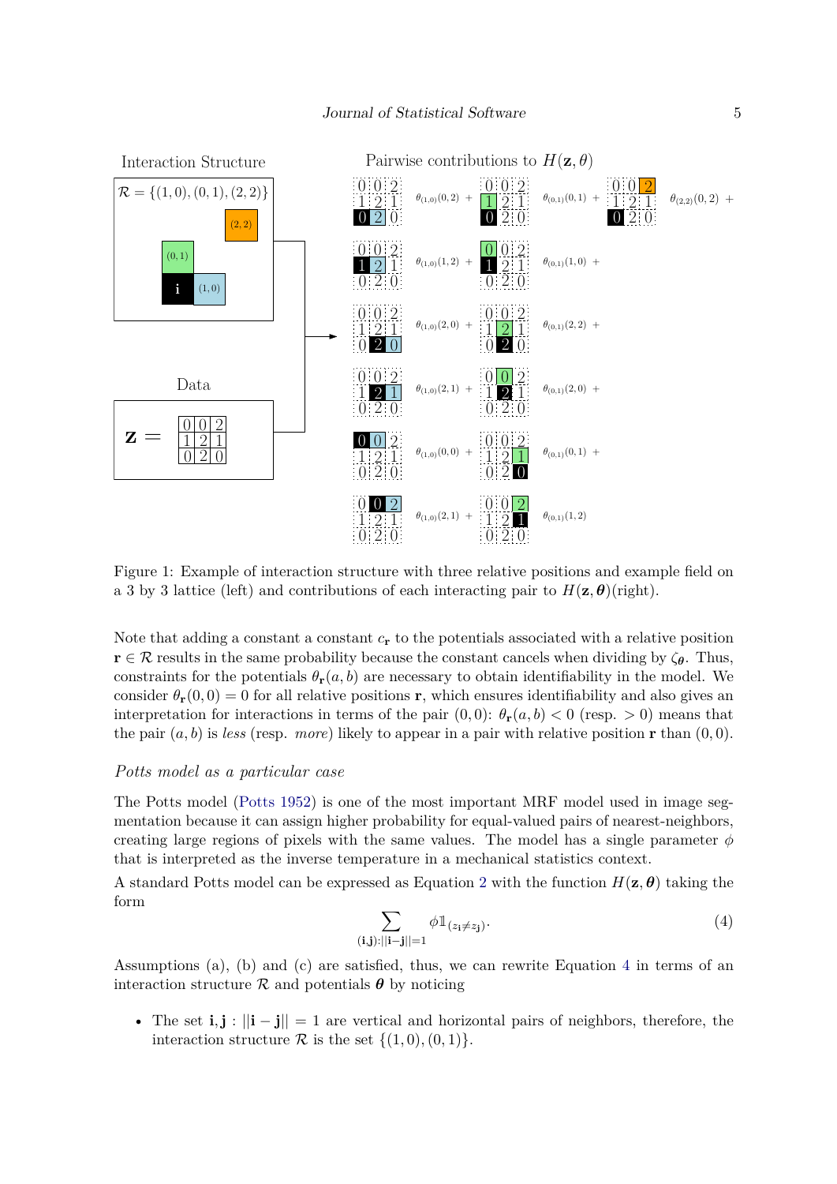Figure 1: Example of interaction structure with three relative positions and example field on a 3 by 3 lattice (left) and contributions of each interacting pair to $H(\mathbf{z}, \boldsymbol{\theta})$(right).

Note that adding a constant a constant $c_{\mathbf{r}}$ to the potentials associated with a relative position $\mathbf{r} \in \mathcal{R}$ results in the same probability because the constant cancels when dividing by $\zeta_{\boldsymbol{\theta}}$. Thus, constraints for the potentials $\theta_{\mathbf{r}}(a, b)$ are necessary to obtain identifiability in the model. We consider $\theta_{\mathbf{r}}(0, 0) = 0$ for all relative positions $\mathbf{r}$, which ensures identifiability and also gives an interpretation for interactions in terms of the pair $(0, 0)$: $\theta_{\mathbf{r}}(a, b) < 0$ (resp. $> 0$) means that the pair $(a, b)$ is *less* (resp. *more*) likely to appear in a pair with relative position $\mathbf{r}$ than $(0, 0)$.

### *Potts model as a particular case*

The Potts model (Potts 1952) is one of the most important MRF model used in image segmentation because it can assign higher probability for equal-valued pairs of nearest-neighbors, creating large regions of pixels with the same values. The model has a single parameter $\phi$ that is interpreted as the inverse temperature in a mechanical statistics context.

A standard Potts model can be expressed as Equation 2 with the function $H(\mathbf{z}, \boldsymbol{\theta})$ taking the form

$$\sum_{(\mathbf{i},\mathbf{j}):||\mathbf{i}-\mathbf{j}||=1} \phi \mathbb{1}_{(z_{\mathbf{i}} \neq z_{\mathbf{j}})}. \tag{4}$$

Assumptions (a), (b) and (c) are satisfied, thus, we can rewrite Equation 4 in terms of an interaction structure $\mathcal{R}$ and potentials $\boldsymbol{\theta}$ by noticing

- The set $\mathbf{i}, \mathbf{j} : ||\mathbf{i} - \mathbf{j}|| = 1$ are vertical and horizontal pairs of neighbors, therefore, the interaction structure $\mathcal{R}$ is the set $\{(1, 0), (0, 1)\}$.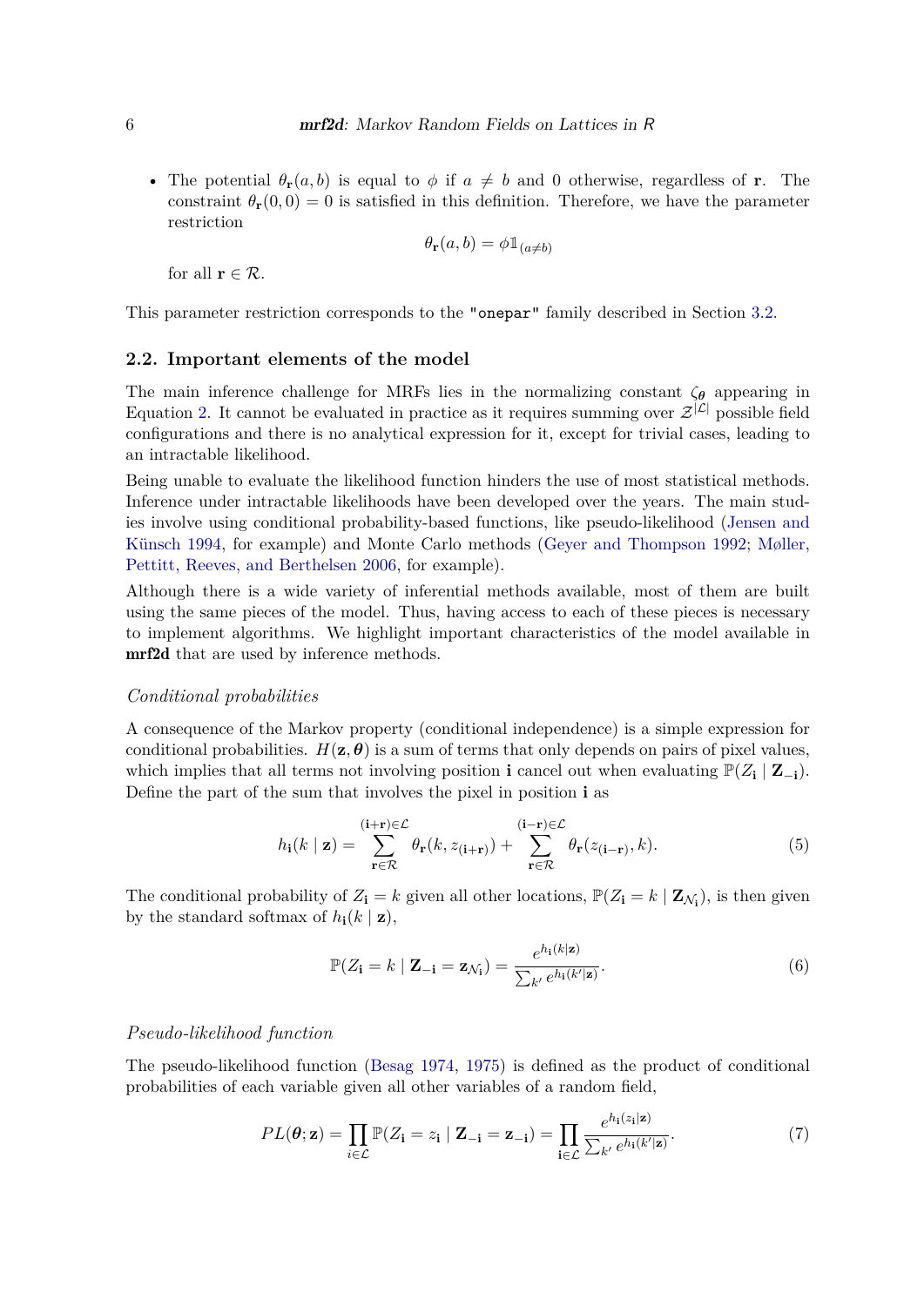- The potential $\theta_{\mathbf{r}}(a,b)$ is equal to $\phi$ if $a \neq b$ and 0 otherwise, regardless of $\mathbf{r}$. The constraint $\theta_{\mathbf{r}}(0,0) = 0$ is satisfied in this definition. Therefore, we have the parameter restriction

$$\theta_{\mathbf{r}}(a,b) = \phi \mathbb{1}_{(a \neq b)}$$

for all $\mathbf{r} \in \mathcal{R}$.

This parameter restriction corresponds to the `"onepar"` family described in Section 3.2.

## 2.2. Important elements of the model

The main inference challenge for MRFs lies in the normalizing constant $\zeta_{\boldsymbol{\theta}}$ appearing in Equation 2. It cannot be evaluated in practice as it requires summing over $\mathcal{Z}^{|\mathcal{L}|}$ possible field configurations and there is no analytical expression for it, except for trivial cases, leading to an intractable likelihood.

Being unable to evaluate the likelihood function hinders the use of most statistical methods. Inference under intractable likelihoods have been developed over the years. The main studies involve using conditional probability-based functions, like pseudo-likelihood (Jensen and Künsch 1994, for example) and Monte Carlo methods (Geyer and Thompson 1992; Møller, Pettitt, Reeves, and Berthelsen 2006, for example).

Although there is a wide variety of inferential methods available, most of them are built using the same pieces of the model. Thus, having access to each of these pieces is necessary to implement algorithms. We highlight important characteristics of the model available in **mrf2d** that are used by inference methods.

*Conditional probabilities*

A consequence of the Markov property (conditional independence) is a simple expression for conditional probabilities. $H(\mathbf{z}, \boldsymbol{\theta})$ is a sum of terms that only depends on pairs of pixel values, which implies that all terms not involving position $\mathbf{i}$ cancel out when evaluating $\mathbb{P}(Z_{\mathbf{i}} \mid \mathbf{Z}_{-\mathbf{i}})$. Define the part of the sum that involves the pixel in position $\mathbf{i}$ as

$$h_{\mathbf{i}}(k \mid \mathbf{z}) = \sum_{\substack{\mathbf{r} \in \mathcal{R} \\ (\mathbf{i}+\mathbf{r}) \in \mathcal{L}}} \theta_{\mathbf{r}}(k, z_{(\mathbf{i}+\mathbf{r})}) + \sum_{\substack{\mathbf{r} \in \mathcal{R} \\ (\mathbf{i}-\mathbf{r}) \in \mathcal{L}}} \theta_{\mathbf{r}}(z_{(\mathbf{i}-\mathbf{r})}, k). \tag{5}$$

The conditional probability of $Z_{\mathbf{i}} = k$ given all other locations, $\mathbb{P}(Z_{\mathbf{i}} = k \mid \mathbf{Z}_{\mathcal{N}_{\mathbf{i}}})$, is then given by the standard softmax of $h_{\mathbf{i}}(k \mid \mathbf{z})$,

$$\mathbb{P}(Z_{\mathbf{i}} = k \mid \mathbf{Z}_{-\mathbf{i}} = \mathbf{z}_{\mathcal{N}_{\mathbf{i}}}) = \frac{e^{h_{\mathbf{i}}(k|\mathbf{z})}}{\sum_{k'} e^{h_{\mathbf{i}}(k'|\mathbf{z})}}. \tag{6}$$

*Pseudo-likelihood function*

The pseudo-likelihood function (Besag 1974, 1975) is defined as the product of conditional probabilities of each variable given all other variables of a random field,

$$PL(\boldsymbol{\theta}; \mathbf{z}) = \prod_{i \in \mathcal{L}} \mathbb{P}(Z_{\mathbf{i}} = z_{\mathbf{i}} \mid \mathbf{Z}_{-\mathbf{i}} = \mathbf{z}_{-\mathbf{i}}) = \prod_{\mathbf{i} \in \mathcal{L}} \frac{e^{h_{\mathbf{i}}(z_{\mathbf{i}}|\mathbf{z})}}{\sum_{k'} e^{h_{\mathbf{i}}(k'|\mathbf{z})}}. \tag{7}$$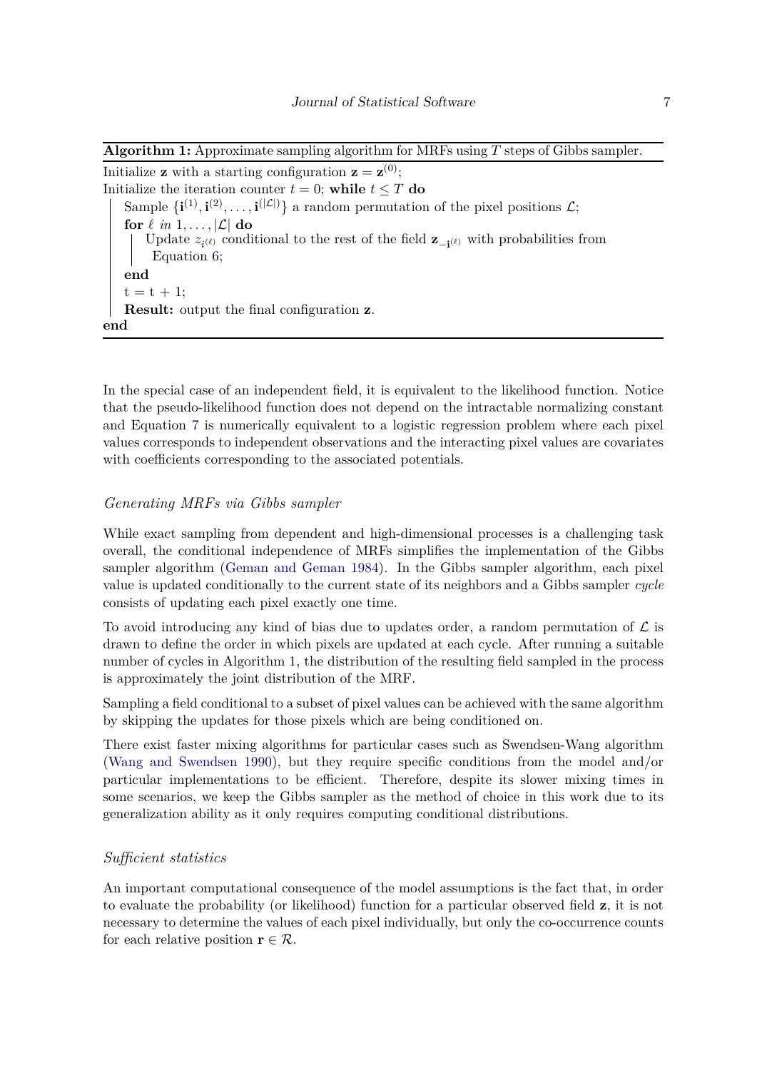**Algorithm 1:** Approximate sampling algorithm for MRFs using $T$ steps of Gibbs sampler.

```
Initialize z with a starting configuration z = z^(0);
Initialize the iteration counter t = 0; while t ≤ T do
    Sample {i^(1), i^(2), ..., i^(|L|)} a random permutation of the pixel positions L;
    for ℓ in 1, ..., |L| do
        Update z_{i^(ℓ)} conditional to the rest of the field z_{-i^(ℓ)} with probabilities from
        Equation 6;
    end
    t = t + 1;
    Result: output the final configuration z.
end
```

In the special case of an independent field, it is equivalent to the likelihood function. Notice that the pseudo-likelihood function does not depend on the intractable normalizing constant and Equation 7 is numerically equivalent to a logistic regression problem where each pixel values corresponds to independent observations and the interacting pixel values are covariates with coefficients corresponding to the associated potentials.

#### *Generating MRFs via Gibbs sampler*

While exact sampling from dependent and high-dimensional processes is a challenging task overall, the conditional independence of MRFs simplifies the implementation of the Gibbs sampler algorithm (Geman and Geman 1984). In the Gibbs sampler algorithm, each pixel value is updated conditionally to the current state of its neighbors and a Gibbs sampler *cycle* consists of updating each pixel exactly one time.

To avoid introducing any kind of bias due to updates order, a random permutation of $\mathcal{L}$ is drawn to define the order in which pixels are updated at each cycle. After running a suitable number of cycles in Algorithm 1, the distribution of the resulting field sampled in the process is approximately the joint distribution of the MRF.

Sampling a field conditional to a subset of pixel values can be achieved with the same algorithm by skipping the updates for those pixels which are being conditioned on.

There exist faster mixing algorithms for particular cases such as Swendsen-Wang algorithm (Wang and Swendsen 1990), but they require specific conditions from the model and/or particular implementations to be efficient. Therefore, despite its slower mixing times in some scenarios, we keep the Gibbs sampler as the method of choice in this work due to its generalization ability as it only requires computing conditional distributions.

#### *Sufficient statistics*

An important computational consequence of the model assumptions is the fact that, in order to evaluate the probability (or likelihood) function for a particular observed field $\mathbf{z}$, it is not necessary to determine the values of each pixel individually, but only the co-occurrence counts for each relative position $\mathbf{r} \in \mathcal{R}$.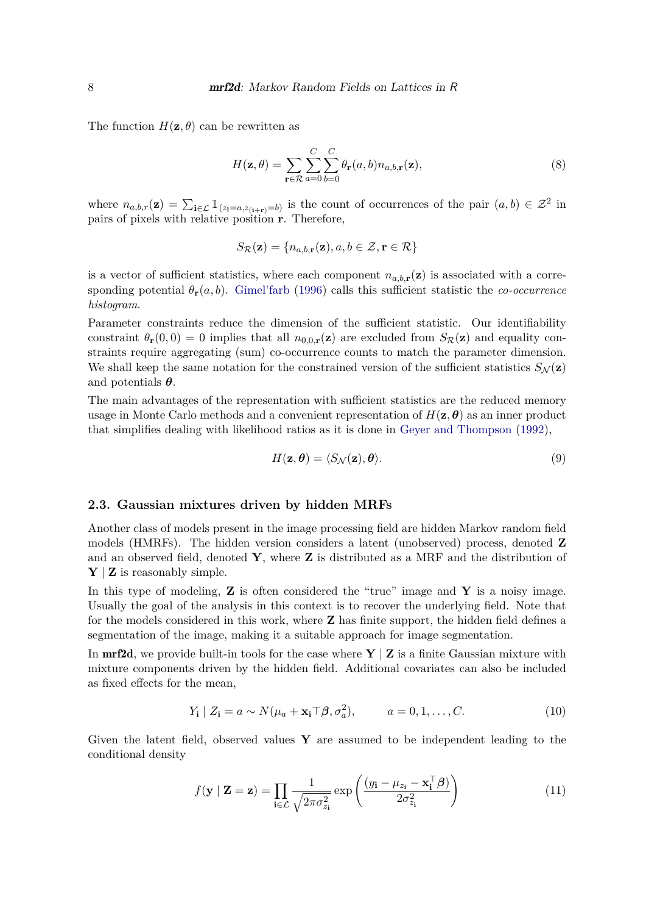The function $H(\mathbf{z}, \theta)$ can be rewritten as

$$H(\mathbf{z}, \theta) = \sum_{\mathbf{r} \in \mathcal{R}} \sum_{a=0}^{C} \sum_{b=0}^{C} \theta_{\mathbf{r}}(a,b) n_{a,b,\mathbf{r}}(\mathbf{z}), \tag{8}$$

where $n_{a,b,r}(\mathbf{z}) = \sum_{\mathbf{i} \in \mathcal{L}} \mathbb{1}_{(z_{\mathbf{i}}=a, z_{(\mathbf{i}+\mathbf{r})}=b)}$ is the count of occurrences of the pair $(a,b) \in \mathcal{Z}^2$ in pairs of pixels with relative position $\mathbf{r}$. Therefore,

$$S_{\mathcal{R}}(\mathbf{z}) = \{n_{a,b,\mathbf{r}}(\mathbf{z}), a, b \in \mathcal{Z}, \mathbf{r} \in \mathcal{R}\}$$

is a vector of sufficient statistics, where each component $n_{a,b,\mathbf{r}}(\mathbf{z})$ is associated with a corresponding potential $\theta_{\mathbf{r}}(a,b)$. Gimel'farb (1996) calls this sufficient statistic the *co-occurrence histogram*.

Parameter constraints reduce the dimension of the sufficient statistic. Our identifiability constraint $\theta_{\mathbf{r}}(0,0) = 0$ implies that all $n_{0,0,\mathbf{r}}(\mathbf{z})$ are excluded from $S_{\mathcal{R}}(\mathbf{z})$ and equality constraints require aggregating (sum) co-occurrence counts to match the parameter dimension. We shall keep the same notation for the constrained version of the sufficient statistics $S_{\mathcal{N}}(\mathbf{z})$ and potentials $\boldsymbol{\theta}$.

The main advantages of the representation with sufficient statistics are the reduced memory usage in Monte Carlo methods and a convenient representation of $H(\mathbf{z}, \boldsymbol{\theta})$ as an inner product that simplifies dealing with likelihood ratios as it is done in Geyer and Thompson (1992),

$$H(\mathbf{z}, \boldsymbol{\theta}) = \langle S_{\mathcal{N}}(\mathbf{z}), \boldsymbol{\theta} \rangle. \tag{9}$$

### 2.3. Gaussian mixtures driven by hidden MRFs

Another class of models present in the image processing field are hidden Markov random field models (HMRFs). The hidden version considers a latent (unobserved) process, denoted $\mathbf{Z}$ and an observed field, denoted $\mathbf{Y}$, where $\mathbf{Z}$ is distributed as a MRF and the distribution of $\mathbf{Y} \mid \mathbf{Z}$ is reasonably simple.

In this type of modeling, $\mathbf{Z}$ is often considered the "true" image and $\mathbf{Y}$ is a noisy image. Usually the goal of the analysis in this context is to recover the underlying field. Note that for the models considered in this work, where $\mathbf{Z}$ has finite support, the hidden field defines a segmentation of the image, making it a suitable approach for image segmentation.

In **mrf2d**, we provide built-in tools for the case where $\mathbf{Y} \mid \mathbf{Z}$ is a finite Gaussian mixture with mixture components driven by the hidden field. Additional covariates can also be included as fixed effects for the mean,

$$Y_{\mathbf{i}} \mid Z_{\mathbf{i}} = a \sim N(\mu_a + \mathbf{x_i}\top\boldsymbol{\beta}, \sigma_a^2), \qquad a = 0, 1, \ldots, C. \tag{10}$$

Given the latent field, observed values $\mathbf{Y}$ are assumed to be independent leading to the conditional density

$$f(\mathbf{y} \mid \mathbf{Z} = \mathbf{z}) = \prod_{\mathbf{i} \in \mathcal{L}} \frac{1}{\sqrt{2\pi\sigma_{z_{\mathbf{i}}}^2}} \exp\left(\frac{(y_{\mathbf{i}} - \mu_{z_{\mathbf{i}}} - \mathbf{x}_{\mathbf{i}}^\top \boldsymbol{\beta})}{2\sigma_{z_{\mathbf{i}}}^2}\right) \tag{11}$$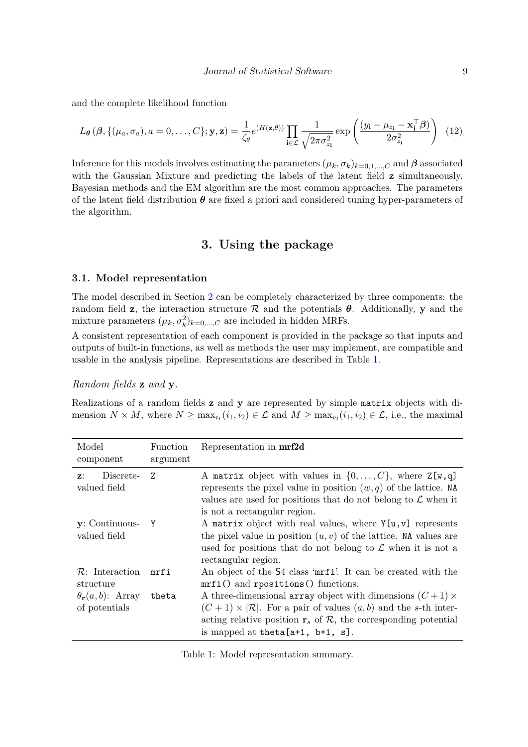and the complete likelihood function

$$L_{\boldsymbol{\theta}}\left(\boldsymbol{\beta}, \{(\mu_a, \sigma_a), a = 0, \ldots, C\}; \mathbf{y}, \mathbf{z}\right) = \frac{1}{\zeta_\theta} e^{(H(\mathbf{z}, \theta))} \prod_{\mathbf{i} \in \mathcal{L}} \frac{1}{\sqrt{2\pi\sigma^2_{z_\mathbf{i}}}} \exp\left(\frac{(y_\mathbf{i} - \mu_{z_\mathbf{i}} - \mathbf{x}_\mathbf{i}^\top \boldsymbol{\beta})}{2\sigma^2_{z_\mathbf{i}}}\right) \quad (12)$$

Inference for this models involves estimating the parameters $(\mu_k, \sigma_k)_{k=0,1,\ldots,C}$ and $\boldsymbol{\beta}$ associated with the Gaussian Mixture and predicting the labels of the latent field $\mathbf{z}$ simultaneously. Bayesian methods and the EM algorithm are the most common approaches. The parameters of the latent field distribution $\boldsymbol{\theta}$ are fixed a priori and considered tuning hyper-parameters of the algorithm.

# 3. Using the package

## 3.1. Model representation

The model described in Section 2 can be completely characterized by three components: the random field $\mathbf{z}$, the interaction structure $\mathcal{R}$ and the potentials $\boldsymbol{\theta}$. Additionally, $\mathbf{y}$ and the mixture parameters $(\mu_k, \sigma_k^2)_{k=0,\ldots,C}$ are included in hidden MRFs.

A consistent representation of each component is provided in the package so that inputs and outputs of built-in functions, as well as methods the user may implement, are compatible and usable in the analysis pipeline. Representations are described in Table 1.

*Random fields* $\mathbf{z}$ *and* $\mathbf{y}$*.*

Realizations of a random fields $\mathbf{z}$ and $\mathbf{y}$ are represented by simple `matrix` objects with dimension $N \times M$, where $N \geq \max_{i_1}(i_1, i_2) \in \mathcal{L}$ and $M \geq \max_{i_2}(i_1, i_2) \in \mathcal{L}$, i.e., the maximal

| Model component | Function argument | Representation in **mrf2d** |
|---|---|---|
| $\mathbf{z}$: Discrete-valued field | `Z` | A `matrix` object with values in $\{0, \ldots, C\}$, where `Z[w,q]` represents the pixel value in position $(w, q)$ of the lattice. `NA` values are used for positions that do not belong to $\mathcal{L}$ when it is not a rectangular region. |
| $\mathbf{y}$: Continuous-valued field | `Y` | A `matrix` object with real values, where `Y[u,v]` represents the pixel value in position $(u, v)$ of the lattice. `NA` values are used for positions that do not belong to $\mathcal{L}$ when it is not a rectangular region. |
| $\mathcal{R}$: Interaction structure | `mrfi` | An object of the S4 class '`mrfi`'. It can be created with the `mrfi()` and `rpositions()` functions. |
| $\theta_\mathbf{r}(a, b)$: Array of potentials | `theta` | A three-dimensional `array` object with dimensions $(C+1) \times (C+1) \times \lvert\mathcal{R}\rvert$. For a pair of values $(a, b)$ and the $s$-th interacting relative position $\mathbf{r}_s$ of $\mathcal{R}$, the corresponding potential is mapped at `theta[a+1, b+1, s]`. |

Table 1: Model representation summary.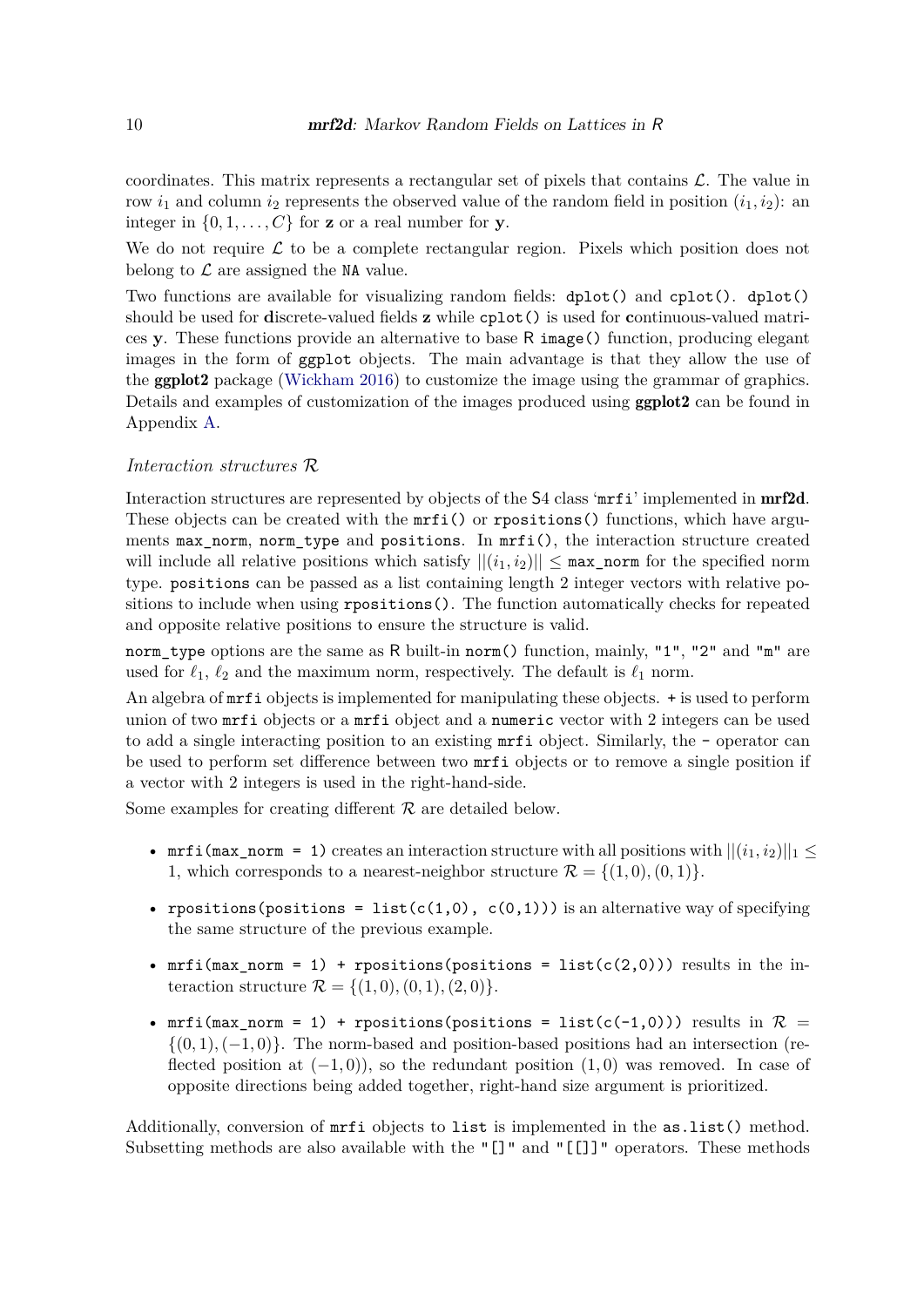coordinates. This matrix represents a rectangular set of pixels that contains $\mathcal{L}$. The value in row $i_1$ and column $i_2$ represents the observed value of the random field in position $(i_1, i_2)$: an integer in $\{0, 1, \ldots, C\}$ for $\mathbf{z}$ or a real number for $\mathbf{y}$.

We do not require $\mathcal{L}$ to be a complete rectangular region. Pixels which position does not belong to $\mathcal{L}$ are assigned the `NA` value.

Two functions are available for visualizing random fields: `dplot()` and `cplot()`. `dplot()` should be used for **d**iscrete-valued fields $\mathbf{z}$ while `cplot()` is used for **c**ontinuous-valued matrices $\mathbf{y}$. These functions provide an alternative to base R `image()` function, producing elegant images in the form of `ggplot` objects. The main advantage is that they allow the use of the **ggplot2** package (Wickham 2016) to customize the image using the grammar of graphics. Details and examples of customization of the images produced using **ggplot2** can be found in Appendix A.

*Interaction structures $\mathcal{R}$*

Interaction structures are represented by objects of the S4 class '`mrfi`' implemented in **mrf2d**. These objects can be created with the `mrfi()` or `rpositions()` functions, which have arguments `max_norm`, `norm_type` and `positions`. In `mrfi()`, the interaction structure created will include all relative positions which satisfy $||(i_1, i_2)|| \leq$ `max_norm` for the specified norm type. `positions` can be passed as a list containing length 2 integer vectors with relative positions to include when using `rpositions()`. The function automatically checks for repeated and opposite relative positions to ensure the structure is valid.

`norm_type` options are the same as R built-in `norm()` function, mainly, `"1"`, `"2"` and `"m"` are used for $\ell_1$, $\ell_2$ and the maximum norm, respectively. The default is $\ell_1$ norm.

An algebra of `mrfi` objects is implemented for manipulating these objects. `+` is used to perform union of two `mrfi` objects or a `mrfi` object and a `numeric` vector with 2 integers can be used to add a single interacting position to an existing `mrfi` object. Similarly, the `-` operator can be used to perform set difference between two `mrfi` objects or to remove a single position if a vector with 2 integers is used in the right-hand-side.

Some examples for creating different $\mathcal{R}$ are detailed below.

- `mrfi(max_norm = 1)` creates an interaction structure with all positions with $||(i_1, i_2)||_1 \leq 1$, which corresponds to a nearest-neighbor structure $\mathcal{R} = \{(1, 0), (0, 1)\}$.
- `rpositions(positions = list(c(1,0), c(0,1)))` is an alternative way of specifying the same structure of the previous example.
- `mrfi(max_norm = 1) + rpositions(positions = list(c(2,0)))` results in the interaction structure $\mathcal{R} = \{(1, 0), (0, 1), (2, 0)\}$.
- `mrfi(max_norm = 1) + rpositions(positions = list(c(-1,0)))` results in $\mathcal{R} = \{(0, 1), (-1, 0)\}$. The norm-based and position-based positions had an intersection (reflected position at $(-1, 0)$), so the redundant position $(1, 0)$ was removed. In case of opposite directions being added together, right-hand size argument is prioritized.

Additionally, conversion of `mrfi` objects to `list` is implemented in the `as.list()` method. Subsetting methods are also available with the `"[]"` and `"[[]]"` operators. These methods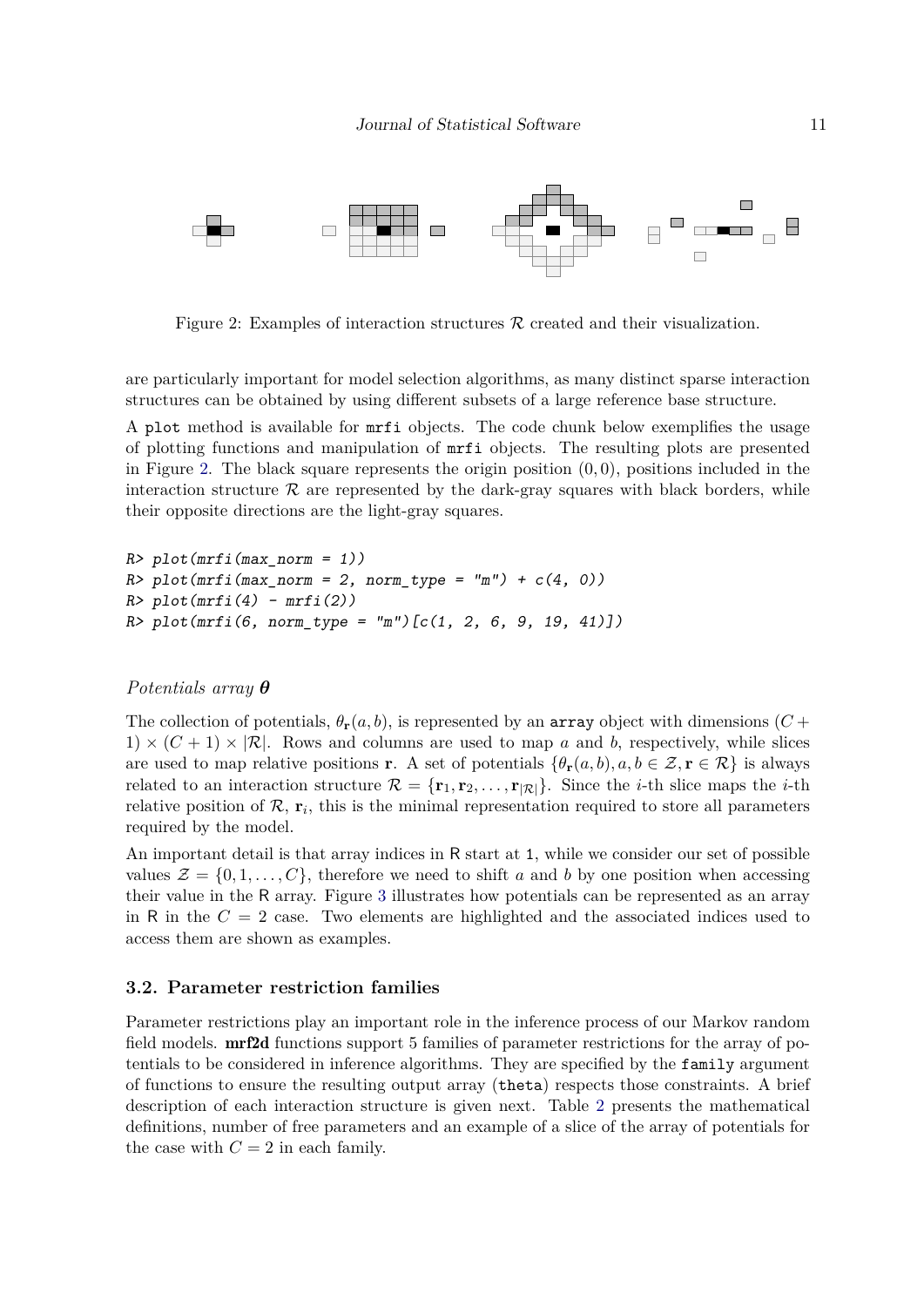Figure 2: Examples of interaction structures $\mathcal{R}$ created and their visualization.

are particularly important for model selection algorithms, as many distinct sparse interaction structures can be obtained by using different subsets of a large reference base structure.

A `plot` method is available for `mrfi` objects. The code chunk below exemplifies the usage of plotting functions and manipulation of `mrfi` objects. The resulting plots are presented in Figure 2. The black square represents the origin position $(0, 0)$, positions included in the interaction structure $\mathcal{R}$ are represented by the dark-gray squares with black borders, while their opposite directions are the light-gray squares.

```
R> plot(mrfi(max_norm = 1))
R> plot(mrfi(max_norm = 2, norm_type = "m") + c(4, 0))
R> plot(mrfi(4) - mrfi(2))
R> plot(mrfi(6, norm_type = "m")[c(1, 2, 6, 9, 19, 41)])
```

*Potentials array* $\boldsymbol{\theta}$

The collection of potentials, $\theta_{\mathbf{r}}(a, b)$, is represented by an `array` object with dimensions $(C + 1) \times (C + 1) \times |\mathcal{R}|$. Rows and columns are used to map $a$ and $b$, respectively, while slices are used to map relative positions $\mathbf{r}$. A set of potentials $\{\theta_{\mathbf{r}}(a, b), a, b \in \mathcal{Z}, \mathbf{r} \in \mathcal{R}\}$ is always related to an interaction structure $\mathcal{R} = \{\mathbf{r}_1, \mathbf{r}_2, \ldots, \mathbf{r}_{|\mathcal{R}|}\}$. Since the $i$-th slice maps the $i$-th relative position of $\mathcal{R}$, $\mathbf{r}_i$, this is the minimal representation required to store all parameters required by the model.

An important detail is that array indices in R start at `1`, while we consider our set of possible values $\mathcal{Z} = \{0, 1, \ldots, C\}$, therefore we need to shift $a$ and $b$ by one position when accessing their value in the R array. Figure 3 illustrates how potentials can be represented as an array in R in the $C = 2$ case. Two elements are highlighted and the associated indices used to access them are shown as examples.

### 3.2. Parameter restriction families

Parameter restrictions play an important role in the inference process of our Markov random field models. **mrf2d** functions support 5 families of parameter restrictions for the array of potentials to be considered in inference algorithms. They are specified by the `family` argument of functions to ensure the resulting output array (`theta`) respects those constraints. A brief description of each interaction structure is given next. Table 2 presents the mathematical definitions, number of free parameters and an example of a slice of the array of potentials for the case with $C = 2$ in each family.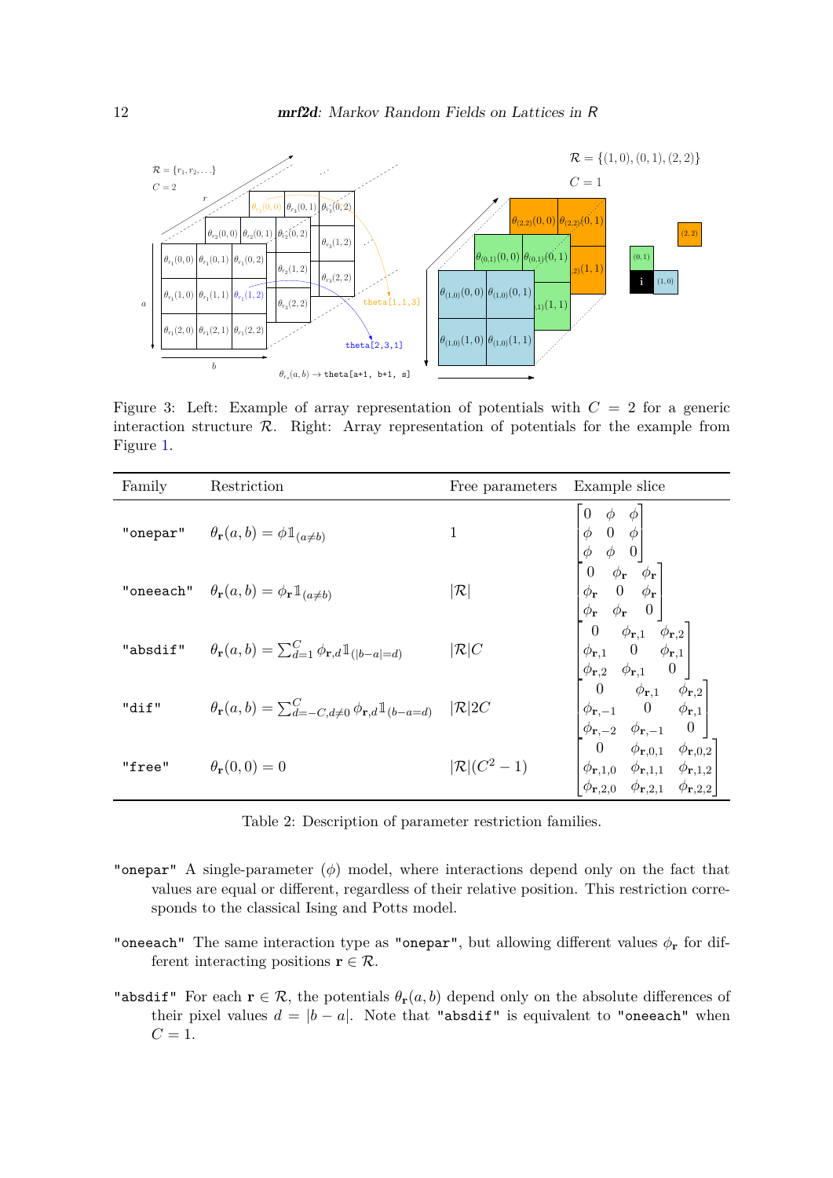Figure 3: Left: Example of array representation of potentials with $C = 2$ for a generic interaction structure $\mathcal{R}$. Right: Array representation of potentials for the example from Figure 1.

| Family | Restriction | Free parameters | Example slice |
|---|---|---|---|
| "onepar" | $\theta_{\mathbf{r}}(a,b) = \phi \mathbb{1}_{(a \neq b)}$ | 1 | $\begin{bmatrix} 0 & \phi & \phi \\ \phi & 0 & \phi \\ \phi & \phi & 0 \end{bmatrix}$ |
| "oneeach" | $\theta_{\mathbf{r}}(a,b) = \phi_{\mathbf{r}} \mathbb{1}_{(a \neq b)}$ | $\|\mathcal{R}\|$ | $\begin{bmatrix} 0 & \phi_{\mathbf{r}} & \phi_{\mathbf{r}} \\ \phi_{\mathbf{r}} & 0 & \phi_{\mathbf{r}} \\ \phi_{\mathbf{r}} & \phi_{\mathbf{r}} & 0 \end{bmatrix}$ |
| "absdif" | $\theta_{\mathbf{r}}(a,b) = \sum_{d=1}^{C} \phi_{\mathbf{r},d} \mathbb{1}_{(\|b-a\|=d)}$ | $\|\mathcal{R}\|C$ | $\begin{bmatrix} 0 & \phi_{\mathbf{r},1} & \phi_{\mathbf{r},2} \\ \phi_{\mathbf{r},1} & 0 & \phi_{\mathbf{r},1} \\ \phi_{\mathbf{r},2} & \phi_{\mathbf{r},1} & 0 \end{bmatrix}$ |
| "dif" | $\theta_{\mathbf{r}}(a,b) = \sum_{d=-C, d\neq 0}^{C} \phi_{\mathbf{r},d} \mathbb{1}_{(b-a=d)}$ | $\|\mathcal{R}\|2C$ | $\begin{bmatrix} 0 & \phi_{\mathbf{r},1} & \phi_{\mathbf{r},2} \\ \phi_{\mathbf{r},-1} & 0 & \phi_{\mathbf{r},1} \\ \phi_{\mathbf{r},-2} & \phi_{\mathbf{r},-1} & 0 \end{bmatrix}$ |
| "free" | $\theta_{\mathbf{r}}(0,0) = 0$ | $\|\mathcal{R}\|(C^2-1)$ | $\begin{bmatrix} 0 & \phi_{\mathbf{r},0,1} & \phi_{\mathbf{r},0,2} \\ \phi_{\mathbf{r},1,0} & \phi_{\mathbf{r},1,1} & \phi_{\mathbf{r},1,2} \\ \phi_{\mathbf{r},2,0} & \phi_{\mathbf{r},2,1} & \phi_{\mathbf{r},2,2} \end{bmatrix}$ |

Table 2: Description of parameter restriction families.

"onepar" A single-parameter ($\phi$) model, where interactions depend only on the fact that values are equal or different, regardless of their relative position. This restriction corresponds to the classical Ising and Potts model.

"oneeach" The same interaction type as "onepar", but allowing different values $\phi_{\mathbf{r}}$ for different interacting positions $\mathbf{r} \in \mathcal{R}$.

"absdif" For each $\mathbf{r} \in \mathcal{R}$, the potentials $\theta_{\mathbf{r}}(a, b)$ depend only on the absolute differences of their pixel values $d = |b - a|$. Note that "absdif" is equivalent to "oneeach" when $C = 1$.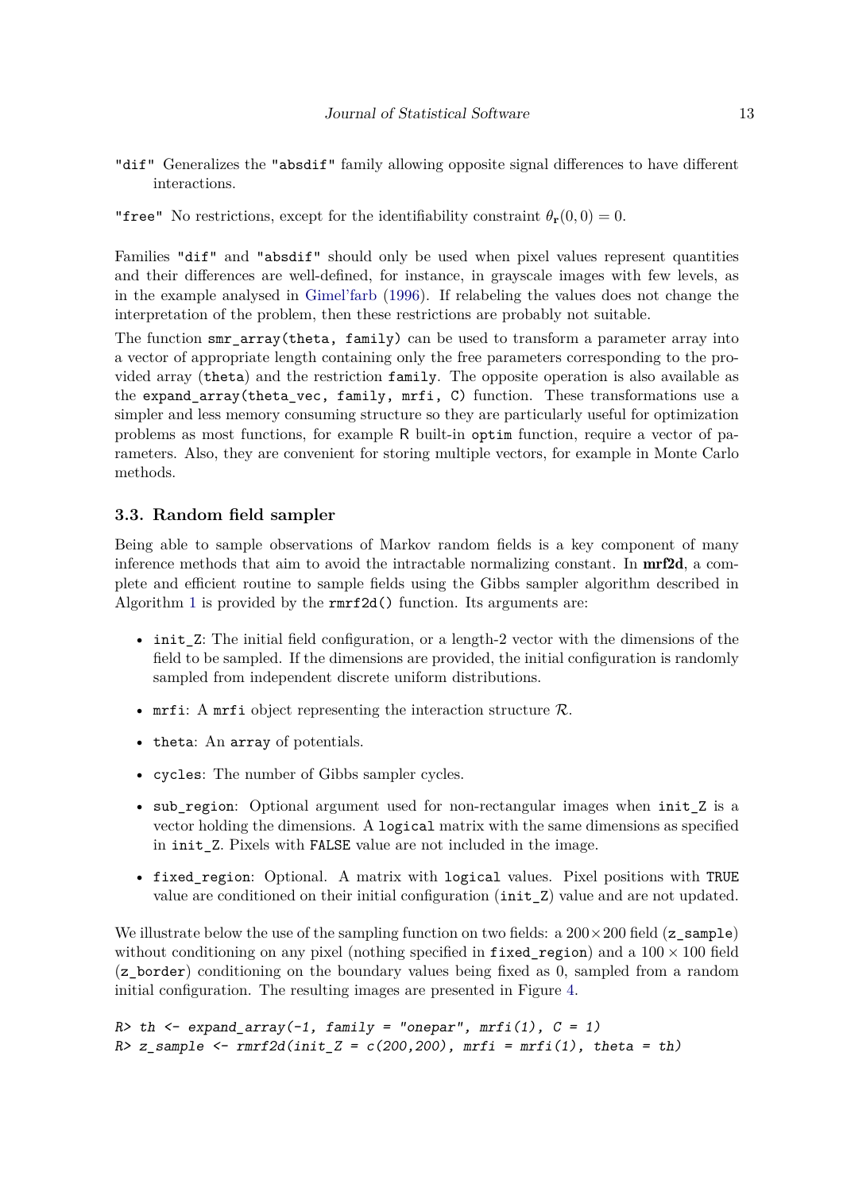"dif" Generalizes the "absdif" family allowing opposite signal differences to have different interactions.

"free" No restrictions, except for the identifiability constraint $\theta_{\mathbf{r}}(0,0) = 0$.

Families "dif" and "absdif" should only be used when pixel values represent quantities and their differences are well-defined, for instance, in grayscale images with few levels, as in the example analysed in Gimel'farb (1996). If relabeling the values does not change the interpretation of the problem, then these restrictions are probably not suitable.

The function smr_array(theta, family) can be used to transform a parameter array into a vector of appropriate length containing only the free parameters corresponding to the provided array (theta) and the restriction family. The opposite operation is also available as the expand_array(theta_vec, family, mrfi, C) function. These transformations use a simpler and less memory consuming structure so they are particularly useful for optimization problems as most functions, for example R built-in optim function, require a vector of parameters. Also, they are convenient for storing multiple vectors, for example in Monte Carlo methods.

### 3.3. Random field sampler

Being able to sample observations of Markov random fields is a key component of many inference methods that aim to avoid the intractable normalizing constant. In **mrf2d**, a complete and efficient routine to sample fields using the Gibbs sampler algorithm described in Algorithm 1 is provided by the rmrf2d() function. Its arguments are:

- init_Z: The initial field configuration, or a length-2 vector with the dimensions of the field to be sampled. If the dimensions are provided, the initial configuration is randomly sampled from independent discrete uniform distributions.
- mrfi: A mrfi object representing the interaction structure $\mathcal{R}$.
- theta: An array of potentials.
- cycles: The number of Gibbs sampler cycles.
- sub_region: Optional argument used for non-rectangular images when init_Z is a vector holding the dimensions. A logical matrix with the same dimensions as specified in init_Z. Pixels with FALSE value are not included in the image.
- fixed_region: Optional. A matrix with logical values. Pixel positions with TRUE value are conditioned on their initial configuration (init_Z) value and are not updated.

We illustrate below the use of the sampling function on two fields: a $200 \times 200$ field (z_sample) without conditioning on any pixel (nothing specified in fixed_region) and a $100 \times 100$ field (z_border) conditioning on the boundary values being fixed as 0, sampled from a random initial configuration. The resulting images are presented in Figure 4.

```
R> th <- expand_array(-1, family = "onepar", mrfi(1), C = 1)
R> z_sample <- rmrf2d(init_Z = c(200,200), mrfi = mrfi(1), theta = th)
```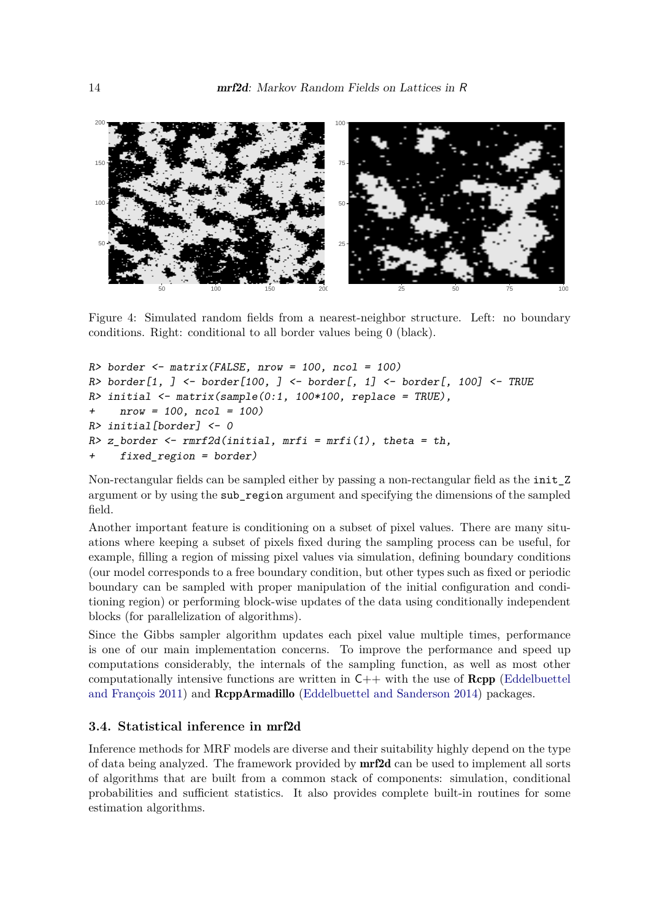Figure 4: Simulated random fields from a nearest-neighbor structure. Left: no boundary conditions. Right: conditional to all border values being 0 (black).

```
R> border <- matrix(FALSE, nrow = 100, ncol = 100)
R> border[1, ] <- border[100, ] <- border[, 1] <- border[, 100] <- TRUE
R> initial <- matrix(sample(0:1, 100*100, replace = TRUE),
+    nrow = 100, ncol = 100)
R> initial[border] <- 0
R> z_border <- rmrf2d(initial, mrfi = mrfi(1), theta = th,
+    fixed_region = border)
```

Non-rectangular fields can be sampled either by passing a non-rectangular field as the `init_Z` argument or by using the `sub_region` argument and specifying the dimensions of the sampled field.

Another important feature is conditioning on a subset of pixel values. There are many situations where keeping a subset of pixels fixed during the sampling process can be useful, for example, filling a region of missing pixel values via simulation, defining boundary conditions (our model corresponds to a free boundary condition, but other types such as fixed or periodic boundary can be sampled with proper manipulation of the initial configuration and conditioning region) or performing block-wise updates of the data using conditionally independent blocks (for parallelization of algorithms).

Since the Gibbs sampler algorithm updates each pixel value multiple times, performance is one of our main implementation concerns. To improve the performance and speed up computations considerably, the internals of the sampling function, as well as most other computationally intensive functions are written in C++ with the use of **Rcpp** (Eddelbuettel and François 2011) and **RcppArmadillo** (Eddelbuettel and Sanderson 2014) packages.

### 3.4. Statistical inference in mrf2d

Inference methods for MRF models are diverse and their suitability highly depend on the type of data being analyzed. The framework provided by **mrf2d** can be used to implement all sorts of algorithms that are built from a common stack of components: simulation, conditional probabilities and sufficient statistics. It also provides complete built-in routines for some estimation algorithms.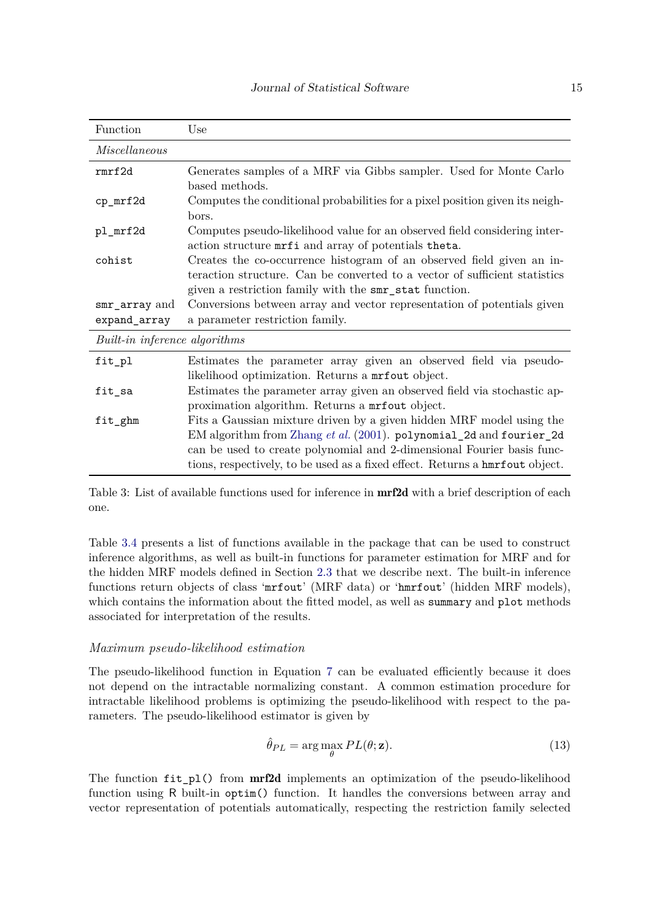| Function | Use |
|---|---|
| *Miscellaneous* | |
| `rmrf2d` | Generates samples of a MRF via Gibbs sampler. Used for Monte Carlo based methods. |
| `cp_mrf2d` | Computes the conditional probabilities for a pixel position given its neighbors. |
| `pl_mrf2d` | Computes pseudo-likelihood value for an observed field considering interaction structure `mrfi` and array of potentials `theta`. |
| `cohist` | Creates the co-occurrence histogram of an observed field given an interaction structure. Can be converted to a vector of sufficient statistics given a restriction family with the `smr_stat` function. |
| `smr_array` and `expand_array` | Conversions between array and vector representation of potentials given a parameter restriction family. |
| *Built-in inference algorithms* | |
| `fit_pl` | Estimates the parameter array given an observed field via pseudo-likelihood optimization. Returns a `mrfout` object. |
| `fit_sa` | Estimates the parameter array given an observed field via stochastic approximation algorithm. Returns a `mrfout` object. |
| `fit_ghm` | Fits a Gaussian mixture driven by a given hidden MRF model using the EM algorithm from Zhang *et al.* (2001). `polynomial_2d` and `fourier_2d` can be used to create polynomial and 2-dimensional Fourier basis functions, respectively, to be used as a fixed effect. Returns a `hmrfout` object. |

Table 3: List of available functions used for inference in **mrf2d** with a brief description of each one.

Table 3.4 presents a list of functions available in the package that can be used to construct inference algorithms, as well as built-in functions for parameter estimation for MRF and for the hidden MRF models defined in Section 2.3 that we describe next. The built-in inference functions return objects of class '`mrfout`' (MRF data) or '`hmrfout`' (hidden MRF models), which contains the information about the fitted model, as well as `summary` and `plot` methods associated for interpretation of the results.

*Maximum pseudo-likelihood estimation*

The pseudo-likelihood function in Equation 7 can be evaluated efficiently because it does not depend on the intractable normalizing constant. A common estimation procedure for intractable likelihood problems is optimizing the pseudo-likelihood with respect to the parameters. The pseudo-likelihood estimator is given by

$$\hat{\theta}_{PL} = \arg\max_{\theta} PL(\theta; \mathbf{z}). \tag{13}$$

The function `fit_pl()` from **mrf2d** implements an optimization of the pseudo-likelihood function using R built-in `optim()` function. It handles the conversions between array and vector representation of potentials automatically, respecting the restriction family selected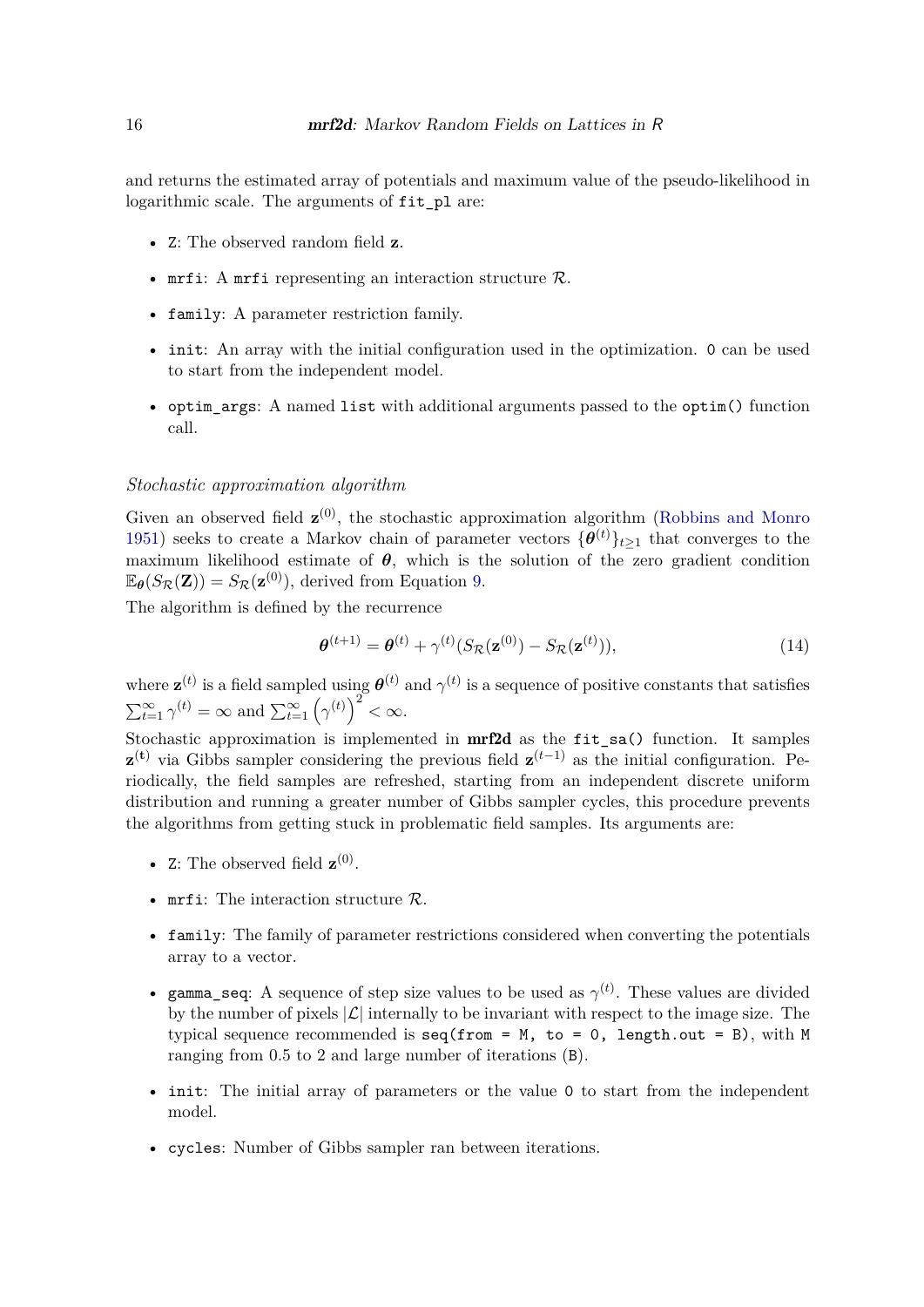and returns the estimated array of potentials and maximum value of the pseudo-likelihood in logarithmic scale. The arguments of `fit_pl` are:

- `Z`: The observed random field $\mathbf{z}$.
- `mrfi`: A `mrfi` representing an interaction structure $\mathcal{R}$.
- `family`: A parameter restriction family.
- `init`: An array with the initial configuration used in the optimization. `0` can be used to start from the independent model.
- `optim_args`: A named `list` with additional arguments passed to the `optim()` function call.

### *Stochastic approximation algorithm*

Given an observed field $\mathbf{z}^{(0)}$, the stochastic approximation algorithm (Robbins and Monro 1951) seeks to create a Markov chain of parameter vectors $\{\boldsymbol{\theta}^{(t)}\}_{t \geq 1}$ that converges to the maximum likelihood estimate of $\boldsymbol{\theta}$, which is the solution of the zero gradient condition $\mathbb{E}_{\boldsymbol{\theta}}(S_{\mathcal{R}}(\mathbf{Z})) = S_{\mathcal{R}}(\mathbf{z}^{(0)})$, derived from Equation 9.

The algorithm is defined by the recurrence

$$\boldsymbol{\theta}^{(t+1)} = \boldsymbol{\theta}^{(t)} + \gamma^{(t)}(S_{\mathcal{R}}(\mathbf{z}^{(0)}) - S_{\mathcal{R}}(\mathbf{z}^{(t)})), \tag{14}$$

where $\mathbf{z}^{(t)}$ is a field sampled using $\boldsymbol{\theta}^{(t)}$ and $\gamma^{(t)}$ is a sequence of positive constants that satisfies $\sum_{t=1}^{\infty} \gamma^{(t)} = \infty$ and $\sum_{t=1}^{\infty} \left(\gamma^{(t)}\right)^2 < \infty$.

Stochastic approximation is implemented in **mrf2d** as the `fit_sa()` function. It samples $\mathbf{z}^{(\mathbf{t})}$ via Gibbs sampler considering the previous field $\mathbf{z}^{(t-1)}$ as the initial configuration. Periodically, the field samples are refreshed, starting from an independent discrete uniform distribution and running a greater number of Gibbs sampler cycles, this procedure prevents the algorithms from getting stuck in problematic field samples. Its arguments are:

- `Z`: The observed field $\mathbf{z}^{(0)}$.
- `mrfi`: The interaction structure $\mathcal{R}$.
- `family`: The family of parameter restrictions considered when converting the potentials array to a vector.
- `gamma_seq`: A sequence of step size values to be used as $\gamma^{(t)}$. These values are divided by the number of pixels $|\mathcal{L}|$ internally to be invariant with respect to the image size. The typical sequence recommended is `seq(from = M, to = 0, length.out = B)`, with `M` ranging from 0.5 to 2 and large number of iterations (`B`).
- `init`: The initial array of parameters or the value `0` to start from the independent model.
- `cycles`: Number of Gibbs sampler ran between iterations.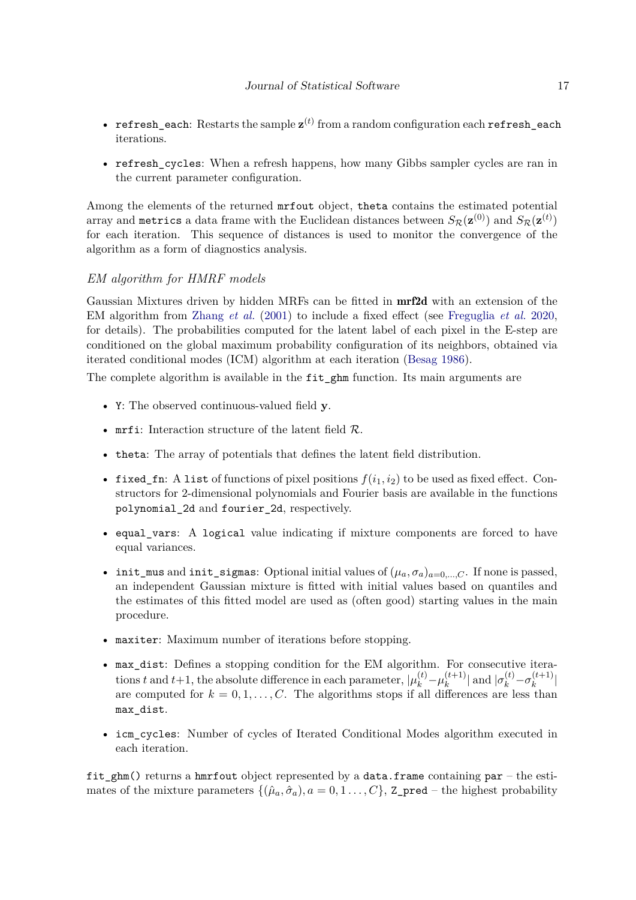- `refresh_each`: Restarts the sample $\mathbf{z}^{(t)}$ from a random configuration each `refresh_each` iterations.
- `refresh_cycles`: When a refresh happens, how many Gibbs sampler cycles are ran in the current parameter configuration.

Among the elements of the returned `mrfout` object, `theta` contains the estimated potential array and `metrics` a data frame with the Euclidean distances between $S_{\mathcal{R}}(\mathbf{z}^{(0)})$ and $S_{\mathcal{R}}(\mathbf{z}^{(t)})$ for each iteration. This sequence of distances is used to monitor the convergence of the algorithm as a form of diagnostics analysis.

### *EM algorithm for HMRF models*

Gaussian Mixtures driven by hidden MRFs can be fitted in **mrf2d** with an extension of the EM algorithm from Zhang *et al.* (2001) to include a fixed effect (see Freguglia *et al.* 2020, for details). The probabilities computed for the latent label of each pixel in the E-step are conditioned on the global maximum probability configuration of its neighbors, obtained via iterated conditional modes (ICM) algorithm at each iteration (Besag 1986).

The complete algorithm is available in the `fit_ghm` function. Its main arguments are

- `Y`: The observed continuous-valued field $\mathbf{y}$.
- `mrfi`: Interaction structure of the latent field $\mathcal{R}$.
- `theta`: The array of potentials that defines the latent field distribution.
- `fixed_fn`: A `list` of functions of pixel positions $f(i_1, i_2)$ to be used as fixed effect. Constructors for 2-dimensional polynomials and Fourier basis are available in the functions `polynomial_2d` and `fourier_2d`, respectively.
- `equal_vars`: A `logical` value indicating if mixture components are forced to have equal variances.
- `init_mus` and `init_sigmas`: Optional initial values of $(\mu_a, \sigma_a)_{a=0,\dots,C}$. If none is passed, an independent Gaussian mixture is fitted with initial values based on quantiles and the estimates of this fitted model are used as (often good) starting values in the main procedure.
- `maxiter`: Maximum number of iterations before stopping.
- `max_dist`: Defines a stopping condition for the EM algorithm. For consecutive iterations $t$ and $t{+}1$, the absolute difference in each parameter, $|\mu_k^{(t)} - \mu_k^{(t+1)}|$ and $|\sigma_k^{(t)} - \sigma_k^{(t+1)}|$ are computed for $k = 0, 1, \dots, C$. The algorithms stops if all differences are less than `max_dist`.
- `icm_cycles`: Number of cycles of Iterated Conditional Modes algorithm executed in each iteration.

`fit_ghm()` returns a `hmrfout` object represented by a `data.frame` containing `par` – the estimates of the mixture parameters $\{(\hat{\mu}_a, \hat{\sigma}_a), a = 0, 1\dots, C\}$, `Z_pred` – the highest probability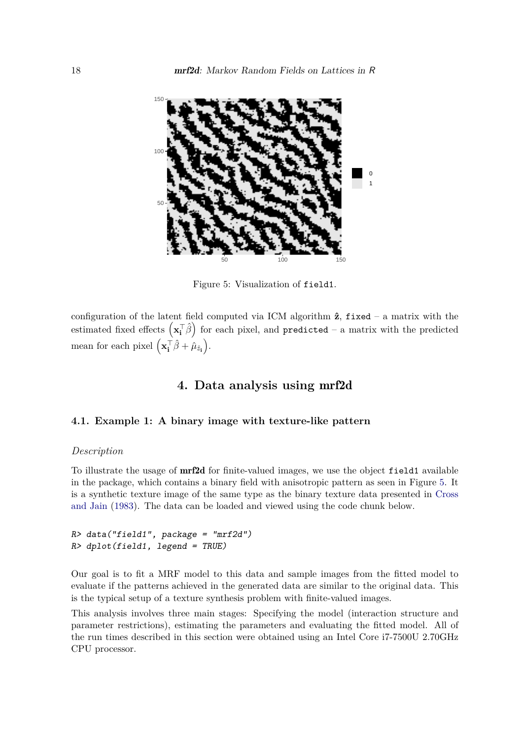Figure 5: Visualization of `field1`.

configuration of the latent field computed via ICM algorithm $\hat{\mathbf{z}}$, `fixed` – a matrix with the estimated fixed effects $\left(\mathbf{x}_\mathbf{i}^\top \hat{\beta}\right)$ for each pixel, and `predicted` – a matrix with the predicted mean for each pixel $\left(\mathbf{x}_\mathbf{i}^\top \hat{\beta} + \hat{\mu}_{\hat{z}_\mathbf{i}}\right)$.

# 4. Data analysis using mrf2d

## 4.1. Example 1: A binary image with texture-like pattern

*Description*

To illustrate the usage of **mrf2d** for finite-valued images, we use the object `field1` available in the package, which contains a binary field with anisotropic pattern as seen in Figure 5. It is a synthetic texture image of the same type as the binary texture data presented in Cross and Jain (1983). The data can be loaded and viewed using the code chunk below.

```
R> data("field1", package = "mrf2d")
R> dplot(field1, legend = TRUE)
```

Our goal is to fit a MRF model to this data and sample images from the fitted model to evaluate if the patterns achieved in the generated data are similar to the original data. This is the typical setup of a texture synthesis problem with finite-valued images.

This analysis involves three main stages: Specifying the model (interaction structure and parameter restrictions), estimating the parameters and evaluating the fitted model. All of the run times described in this section were obtained using an Intel Core i7-7500U 2.70GHz CPU processor.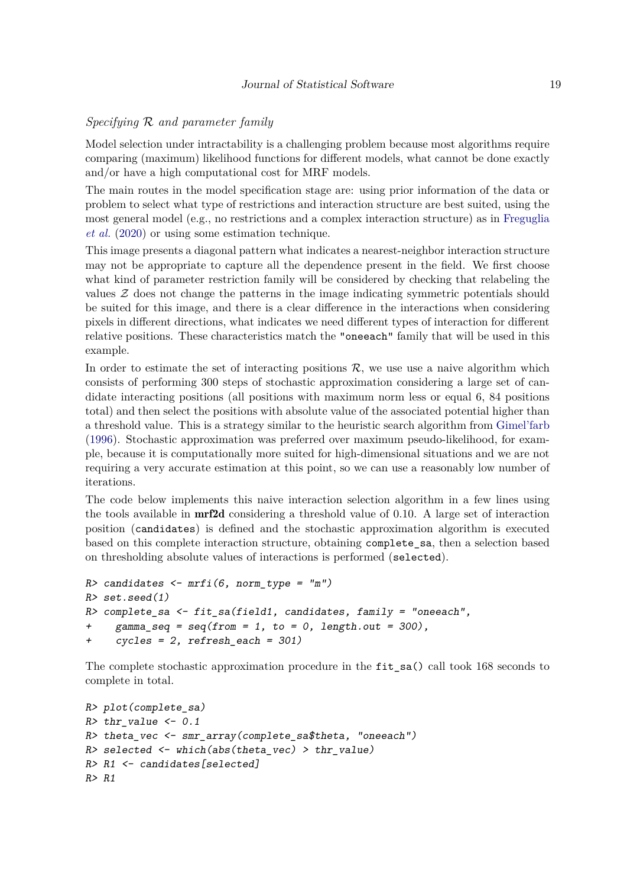*Specifying $\mathcal{R}$ and parameter family*

Model selection under intractability is a challenging problem because most algorithms require comparing (maximum) likelihood functions for different models, what cannot be done exactly and/or have a high computational cost for MRF models.

The main routes in the model specification stage are: using prior information of the data or problem to select what type of restrictions and interaction structure are best suited, using the most general model (e.g., no restrictions and a complex interaction structure) as in Freguglia *et al.* (2020) or using some estimation technique.

This image presents a diagonal pattern what indicates a nearest-neighbor interaction structure may not be appropriate to capture all the dependence present in the field. We first choose what kind of parameter restriction family will be considered by checking that relabeling the values $\mathcal{Z}$ does not change the patterns in the image indicating symmetric potentials should be suited for this image, and there is a clear difference in the interactions when considering pixels in different directions, what indicates we need different types of interaction for different relative positions. These characteristics match the `"oneeach"` family that will be used in this example.

In order to estimate the set of interacting positions $\mathcal{R}$, we use use a naive algorithm which consists of performing 300 steps of stochastic approximation considering a large set of candidate interacting positions (all positions with maximum norm less or equal 6, 84 positions total) and then select the positions with absolute value of the associated potential higher than a threshold value. This is a strategy similar to the heuristic search algorithm from Gimel'farb (1996). Stochastic approximation was preferred over maximum pseudo-likelihood, for example, because it is computationally more suited for high-dimensional situations and we are not requiring a very accurate estimation at this point, so we can use a reasonably low number of iterations.

The code below implements this naive interaction selection algorithm in a few lines using the tools available in **mrf2d** considering a threshold value of 0.10. A large set of interaction position (`candidates`) is defined and the stochastic approximation algorithm is executed based on this complete interaction structure, obtaining `complete_sa`, then a selection based on thresholding absolute values of interactions is performed (`selected`).

```
R> candidates <- mrfi(6, norm_type = "m")
R> set.seed(1)
R> complete_sa <- fit_sa(field1, candidates, family = "oneeach",
+    gamma_seq = seq(from = 1, to = 0, length.out = 300),
+    cycles = 2, refresh_each = 301)
```

The complete stochastic approximation procedure in the `fit_sa()` call took 168 seconds to complete in total.

```
R> plot(complete_sa)
R> thr_value <- 0.1
R> theta_vec <- smr_array(complete_sa$theta, "oneeach")
R> selected <- which(abs(theta_vec) > thr_value)
R> R1 <- candidates[selected]
R> R1
```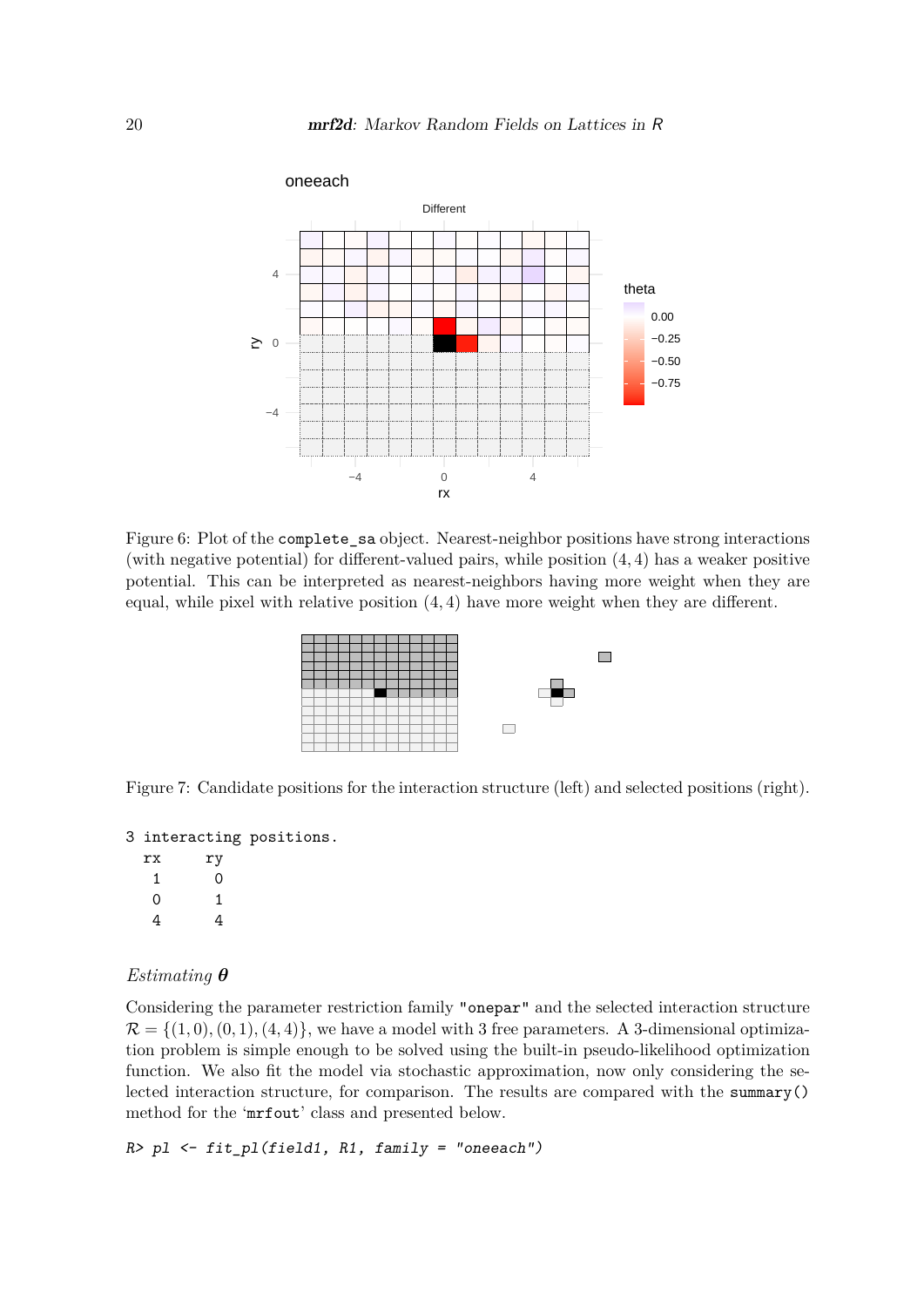Figure 6: Plot of the `complete_sa` object. Nearest-neighbor positions have strong interactions (with negative potential) for different-valued pairs, while position $(4, 4)$ has a weaker positive potential. This can be interpreted as nearest-neighbors having more weight when they are equal, while pixel with relative position $(4, 4)$ have more weight when they are different.

Figure 7: Candidate positions for the interaction structure (left) and selected positions (right).

```
3 interacting positions.
  rx     ry
   1      0
   0      1
   4      4
```

### *Estimating* $\boldsymbol{\theta}$

Considering the parameter restriction family `"onepar"` and the selected interaction structure $\mathcal{R} = \{(1, 0), (0, 1), (4, 4)\}$, we have a model with 3 free parameters. A 3-dimensional optimization problem is simple enough to be solved using the built-in pseudo-likelihood optimization function. We also fit the model via stochastic approximation, now only considering the selected interaction structure, for comparison. The results are compared with the `summary()` method for the '`mrfout`' class and presented below.

```
R> pl <- fit_pl(field1, R1, family = "oneeach")
```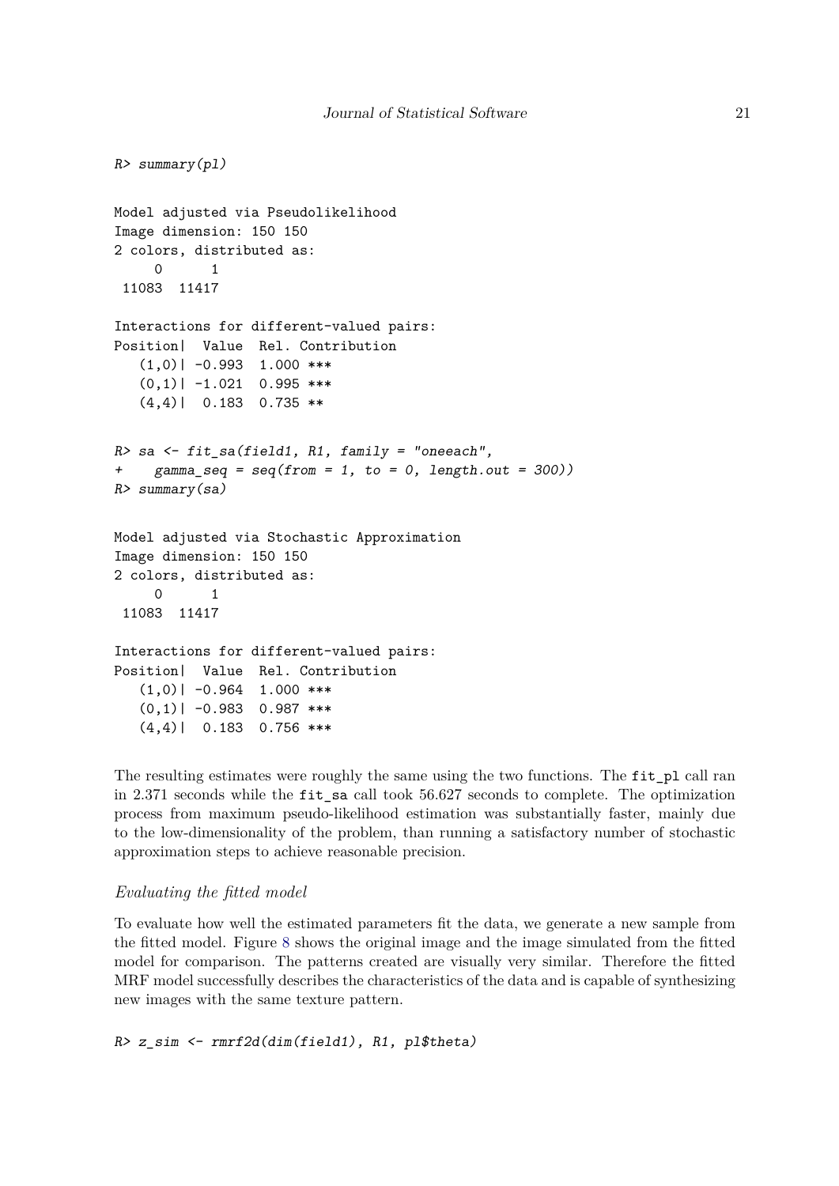```
R> summary(pl)

Model adjusted via Pseudolikelihood
Image dimension: 150 150
2 colors, distributed as:
     0      1
 11083  11417

Interactions for different-valued pairs:
Position|  Value  Rel. Contribution
   (1,0)| -0.993  1.000 ***
   (0,1)| -1.021  0.995 ***
   (4,4)|  0.183  0.735 **


R> sa <- fit_sa(field1, R1, family = "oneeach",
+    gamma_seq = seq(from = 1, to = 0, length.out = 300))
R> summary(sa)

Model adjusted via Stochastic Approximation
Image dimension: 150 150
2 colors, distributed as:
     0      1
 11083  11417

Interactions for different-valued pairs:
Position|  Value  Rel. Contribution
   (1,0)| -0.964  1.000 ***
   (0,1)| -0.983  0.987 ***
   (4,4)|  0.183  0.756 ***
```

The resulting estimates were roughly the same using the two functions. The `fit_pl` call ran in 2.371 seconds while the `fit_sa` call took 56.627 seconds to complete. The optimization process from maximum pseudo-likelihood estimation was substantially faster, mainly due to the low-dimensionality of the problem, than running a satisfactory number of stochastic approximation steps to achieve reasonable precision.

*Evaluating the fitted model*

To evaluate how well the estimated parameters fit the data, we generate a new sample from the fitted model. Figure 8 shows the original image and the image simulated from the fitted model for comparison. The patterns created are visually very similar. Therefore the fitted MRF model successfully describes the characteristics of the data and is capable of synthesizing new images with the same texture pattern.

```
R> z_sim <- rmrf2d(dim(field1), R1, pl$theta)
```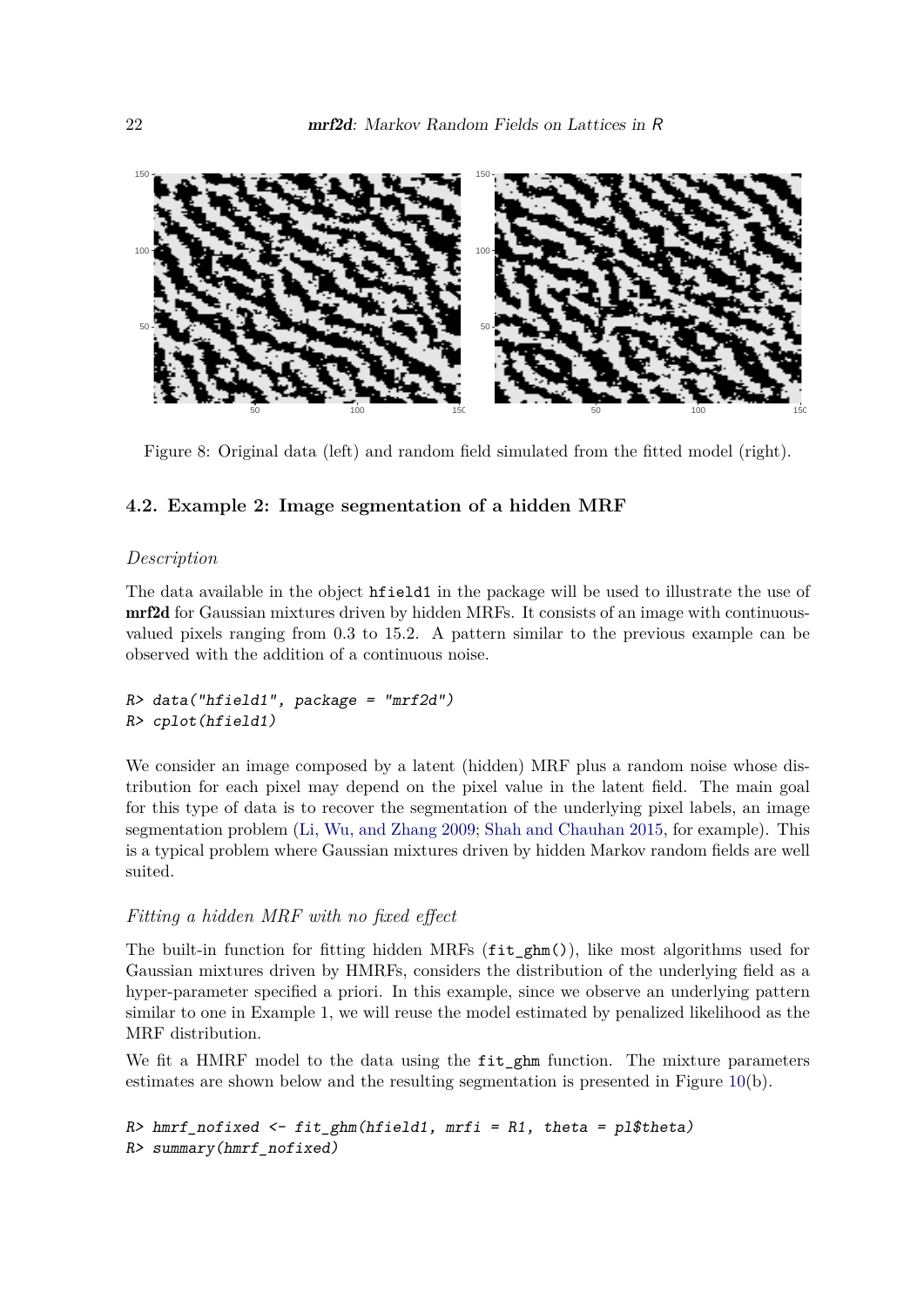Figure 8: Original data (left) and random field simulated from the fitted model (right).

### 4.2. Example 2: Image segmentation of a hidden MRF

#### *Description*

The data available in the object hfield1 in the package will be used to illustrate the use of **mrf2d** for Gaussian mixtures driven by hidden MRFs. It consists of an image with continuous-valued pixels ranging from 0.3 to 15.2. A pattern similar to the previous example can be observed with the addition of a continuous noise.

```
R> data("hfield1", package = "mrf2d")
R> cplot(hfield1)
```

We consider an image composed by a latent (hidden) MRF plus a random noise whose distribution for each pixel may depend on the pixel value in the latent field. The main goal for this type of data is to recover the segmentation of the underlying pixel labels, an image segmentation problem (Li, Wu, and Zhang 2009; Shah and Chauhan 2015, for example). This is a typical problem where Gaussian mixtures driven by hidden Markov random fields are well suited.

#### *Fitting a hidden MRF with no fixed effect*

The built-in function for fitting hidden MRFs (fit_ghm()), like most algorithms used for Gaussian mixtures driven by HMRFs, considers the distribution of the underlying field as a hyper-parameter specified a priori. In this example, since we observe an underlying pattern similar to one in Example 1, we will reuse the model estimated by penalized likelihood as the MRF distribution.

We fit a HMRF model to the data using the fit_ghm function. The mixture parameters estimates are shown below and the resulting segmentation is presented in Figure 10(b).

```
R> hmrf_nofixed <- fit_ghm(hfield1, mrfi = R1, theta = pl$theta)
R> summary(hmrf_nofixed)
```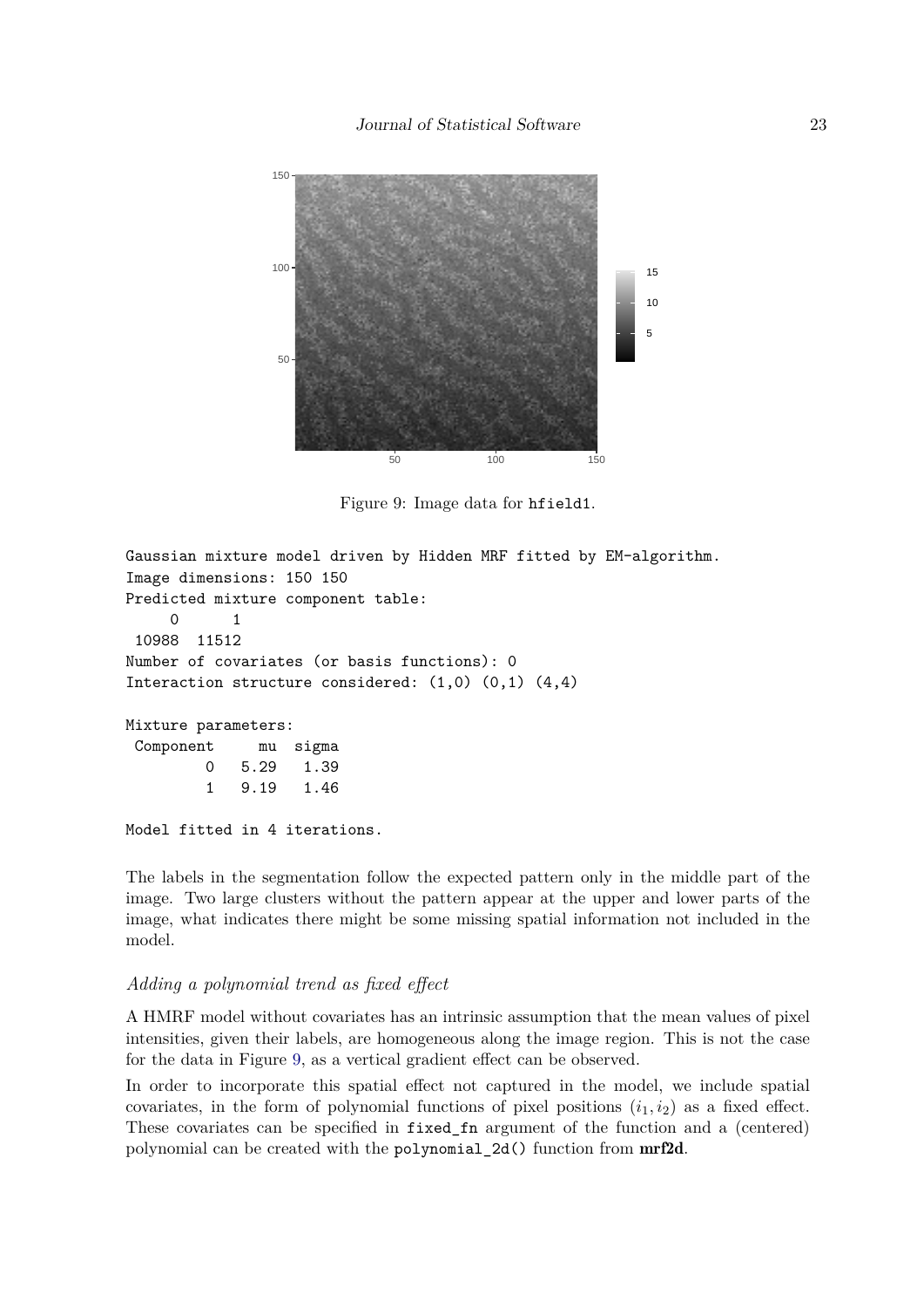Figure 9: Image data for hfield1.

```
Gaussian mixture model driven by Hidden MRF fitted by EM-algorithm.
Image dimensions: 150 150
Predicted mixture component table:
     0      1
 10988  11512
Number of covariates (or basis functions): 0
Interaction structure considered: (1,0) (0,1) (4,4)

Mixture parameters:
 Component     mu  sigma
         0   5.29   1.39
         1   9.19   1.46

Model fitted in 4 iterations.
```

The labels in the segmentation follow the expected pattern only in the middle part of the image. Two large clusters without the pattern appear at the upper and lower parts of the image, what indicates there might be some missing spatial information not included in the model.

*Adding a polynomial trend as fixed effect*

A HMRF model without covariates has an intrinsic assumption that the mean values of pixel intensities, given their labels, are homogeneous along the image region. This is not the case for the data in Figure 9, as a vertical gradient effect can be observed.

In order to incorporate this spatial effect not captured in the model, we include spatial covariates, in the form of polynomial functions of pixel positions $(i_1, i_2)$ as a fixed effect. These covariates can be specified in `fixed_fn` argument of the function and a (centered) polynomial can be created with the `polynomial_2d()` function from **mrf2d**.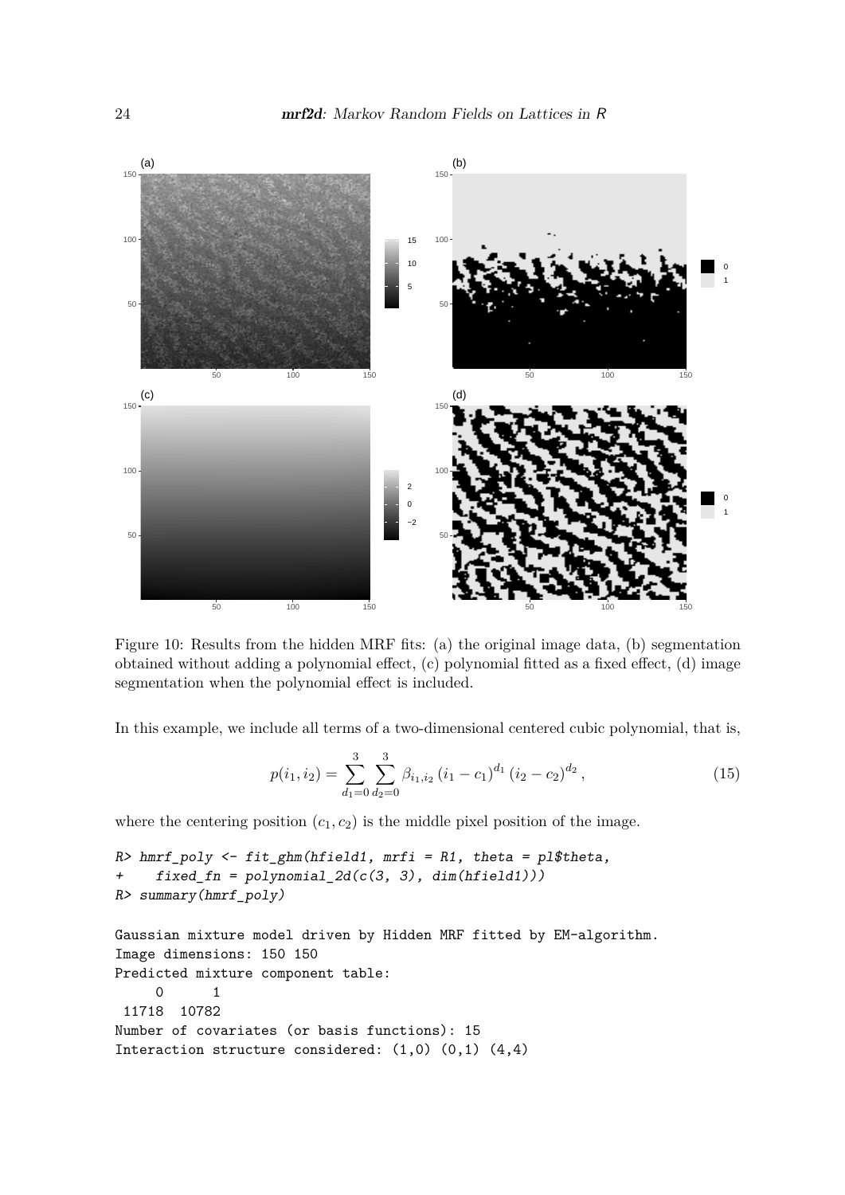Figure 10: Results from the hidden MRF fits: (a) the original image data, (b) segmentation obtained without adding a polynomial effect, (c) polynomial fitted as a fixed effect, (d) image segmentation when the polynomial effect is included.

In this example, we include all terms of a two-dimensional centered cubic polynomial, that is,

$$p(i_1, i_2) = \sum_{d_1=0}^{3} \sum_{d_2=0}^{3} \beta_{i_1,i_2} \, (i_1 - c_1)^{d_1} \, (i_2 - c_2)^{d_2} \, , \tag{15}$$

where the centering position $(c_1, c_2)$ is the middle pixel position of the image.

```
R> hmrf_poly <- fit_ghm(hfield1, mrfi = R1, theta = pl$theta,
+     fixed_fn = polynomial_2d(c(3, 3), dim(hfield1)))
R> summary(hmrf_poly)

Gaussian mixture model driven by Hidden MRF fitted by EM-algorithm.
Image dimensions: 150 150
Predicted mixture component table:
    0      1
 11718  10782
Number of covariates (or basis functions): 15
Interaction structure considered: (1,0) (0,1) (4,4)
```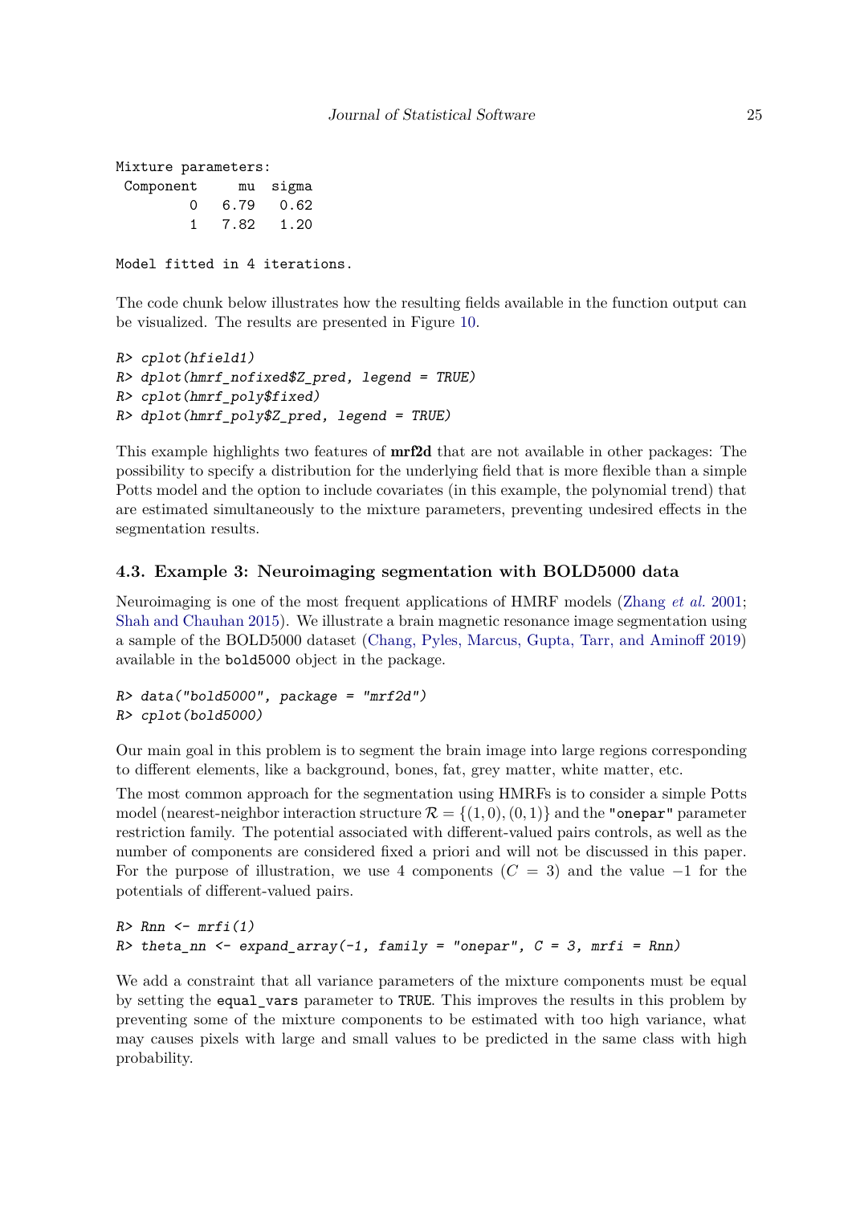```
Mixture parameters:
 Component     mu  sigma
         0   6.79   0.62
         1   7.82   1.20

Model fitted in 4 iterations.
```

The code chunk below illustrates how the resulting fields available in the function output can be visualized. The results are presented in Figure 10.

```
R> cplot(hfield1)
R> dplot(hmrf_nofixed$Z_pred, legend = TRUE)
R> cplot(hmrf_poly$fixed)
R> dplot(hmrf_poly$Z_pred, legend = TRUE)
```

This example highlights two features of **mrf2d** that are not available in other packages: The possibility to specify a distribution for the underlying field that is more flexible than a simple Potts model and the option to include covariates (in this example, the polynomial trend) that are estimated simultaneously to the mixture parameters, preventing undesired effects in the segmentation results.

### 4.3. Example 3: Neuroimaging segmentation with BOLD5000 data

Neuroimaging is one of the most frequent applications of HMRF models (Zhang *et al.* 2001; Shah and Chauhan 2015). We illustrate a brain magnetic resonance image segmentation using a sample of the BOLD5000 dataset (Chang, Pyles, Marcus, Gupta, Tarr, and Aminoff 2019) available in the `bold5000` object in the package.

```
R> data("bold5000", package = "mrf2d")
R> cplot(bold5000)
```

Our main goal in this problem is to segment the brain image into large regions corresponding to different elements, like a background, bones, fat, grey matter, white matter, etc.

The most common approach for the segmentation using HMRFs is to consider a simple Potts model (nearest-neighbor interaction structure $\mathcal{R} = \{(1,0),(0,1)\}$ and the `"onepar"` parameter restriction family. The potential associated with different-valued pairs controls, as well as the number of components are considered fixed a priori and will not be discussed in this paper. For the purpose of illustration, we use 4 components ($C = 3$) and the value $-1$ for the potentials of different-valued pairs.

```
R> Rnn <- mrfi(1)
R> theta_nn <- expand_array(-1, family = "onepar", C = 3, mrfi = Rnn)
```

We add a constraint that all variance parameters of the mixture components must be equal by setting the `equal_vars` parameter to `TRUE`. This improves the results in this problem by preventing some of the mixture components to be estimated with too high variance, what may causes pixels with large and small values to be predicted in the same class with high probability.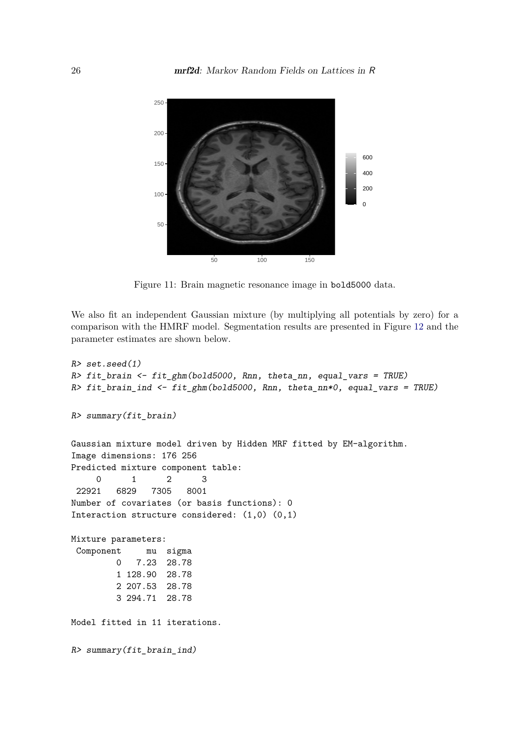Figure 11: Brain magnetic resonance image in bold5000 data.

We also fit an independent Gaussian mixture (by multiplying all potentials by zero) for a comparison with the HMRF model. Segmentation results are presented in Figure 12 and the parameter estimates are shown below.

```
R> set.seed(1)
R> fit_brain <- fit_ghm(bold5000, Rnn, theta_nn, equal_vars = TRUE)
R> fit_brain_ind <- fit_ghm(bold5000, Rnn, theta_nn*0, equal_vars = TRUE)

R> summary(fit_brain)

Gaussian mixture model driven by Hidden MRF fitted by EM-algorithm.
Image dimensions: 176 256
Predicted mixture component table:
     0      1      2      3
 22921   6829   7305   8001
Number of covariates (or basis functions): 0
Interaction structure considered: (1,0) (0,1)

Mixture parameters:
 Component     mu  sigma
         0   7.23  28.78
         1 128.90  28.78
         2 207.53  28.78
         3 294.71  28.78

Model fitted in 11 iterations.

R> summary(fit_brain_ind)
```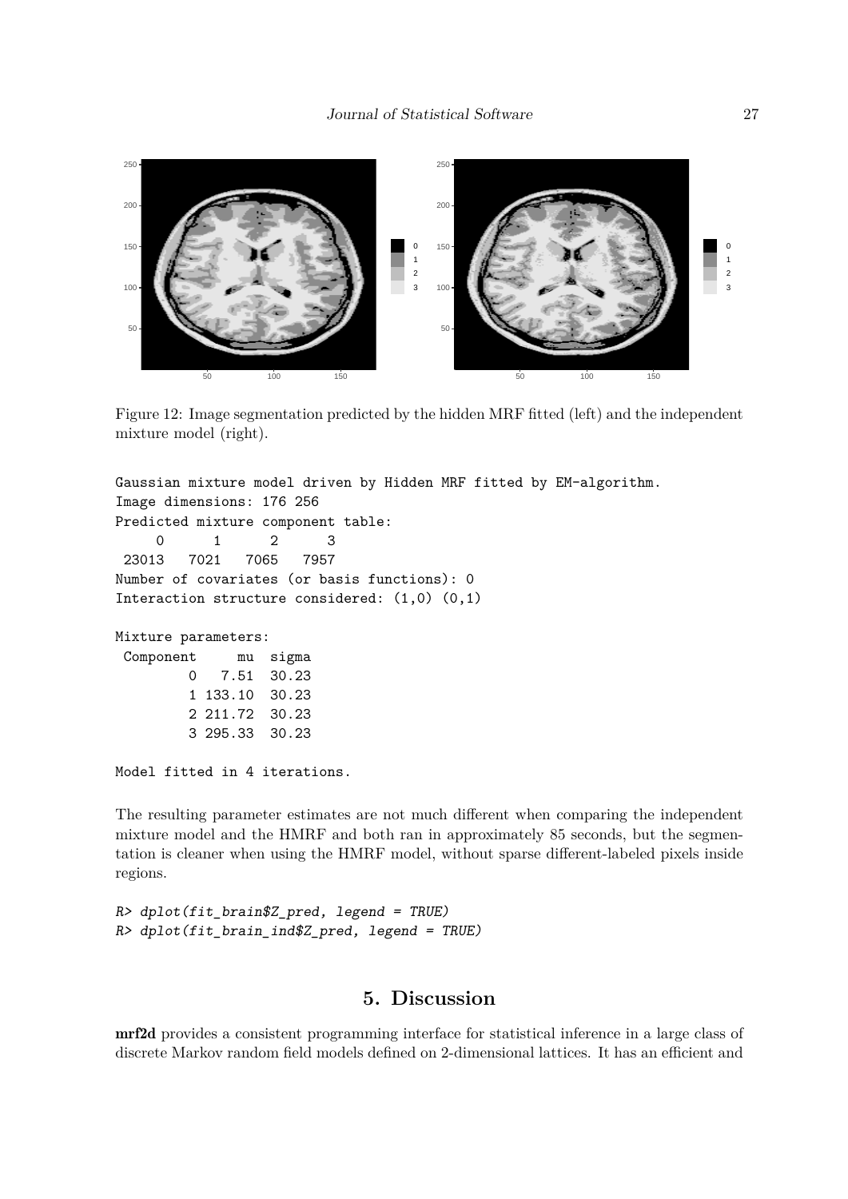Figure 12: Image segmentation predicted by the hidden MRF fitted (left) and the independent mixture model (right).

```
Gaussian mixture model driven by Hidden MRF fitted by EM-algorithm.
Image dimensions: 176 256
Predicted mixture component table:
    0      1      2      3
 23013   7021   7065   7957
Number of covariates (or basis functions): 0
Interaction structure considered: (1,0) (0,1)

Mixture parameters:
 Component      mu  sigma
         0    7.51  30.23
         1  133.10  30.23
         2  211.72  30.23
         3  295.33  30.23

Model fitted in 4 iterations.
```

The resulting parameter estimates are not much different when comparing the independent mixture model and the HMRF and both ran in approximately 85 seconds, but the segmentation is cleaner when using the HMRF model, without sparse different-labeled pixels inside regions.

```
R> dplot(fit_brain$Z_pred, legend = TRUE)
R> dplot(fit_brain_ind$Z_pred, legend = TRUE)
```

# 5. Discussion

**mrf2d** provides a consistent programming interface for statistical inference in a large class of discrete Markov random field models defined on 2-dimensional lattices. It has an efficient and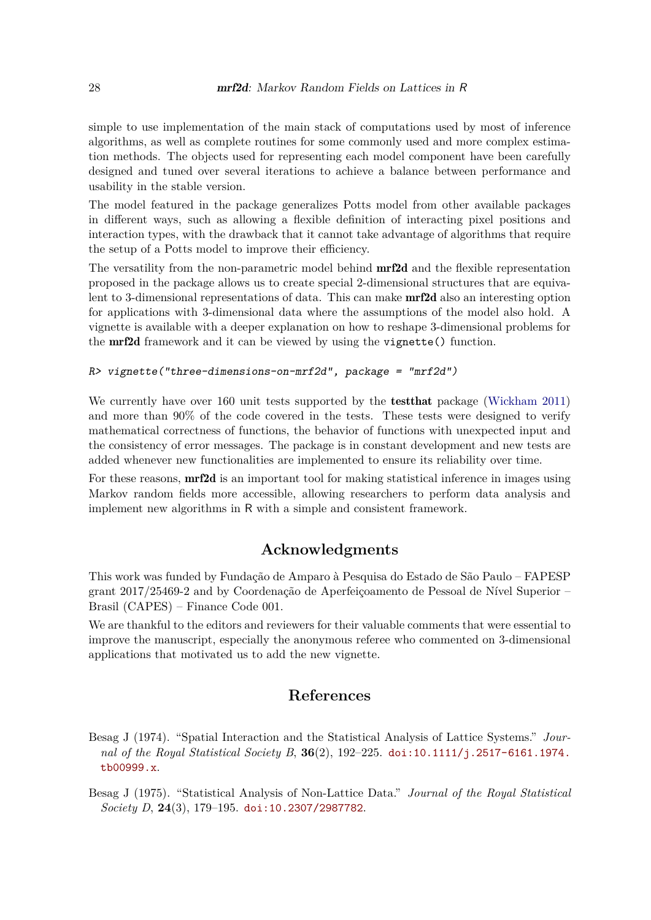simple to use implementation of the main stack of computations used by most of inference algorithms, as well as complete routines for some commonly used and more complex estimation methods. The objects used for representing each model component have been carefully designed and tuned over several iterations to achieve a balance between performance and usability in the stable version.

The model featured in the package generalizes Potts model from other available packages in different ways, such as allowing a flexible definition of interacting pixel positions and interaction types, with the drawback that it cannot take advantage of algorithms that require the setup of a Potts model to improve their efficiency.

The versatility from the non-parametric model behind **mrf2d** and the flexible representation proposed in the package allows us to create special 2-dimensional structures that are equivalent to 3-dimensional representations of data. This can make **mrf2d** also an interesting option for applications with 3-dimensional data where the assumptions of the model also hold. A vignette is available with a deeper explanation on how to reshape 3-dimensional problems for the **mrf2d** framework and it can be viewed by using the `vignette()` function.

```
R> vignette("three-dimensions-on-mrf2d", package = "mrf2d")
```

We currently have over 160 unit tests supported by the **testthat** package (Wickham 2011) and more than 90% of the code covered in the tests. These tests were designed to verify mathematical correctness of functions, the behavior of functions with unexpected input and the consistency of error messages. The package is in constant development and new tests are added whenever new functionalities are implemented to ensure its reliability over time.

For these reasons, **mrf2d** is an important tool for making statistical inference in images using Markov random fields more accessible, allowing researchers to perform data analysis and implement new algorithms in R with a simple and consistent framework.

## Acknowledgments

This work was funded by Fundação de Amparo à Pesquisa do Estado de São Paulo – FAPESP grant 2017/25469-2 and by Coordenação de Aperfeiçoamento de Pessoal de Nível Superior – Brasil (CAPES) – Finance Code 001.

We are thankful to the editors and reviewers for their valuable comments that were essential to improve the manuscript, especially the anonymous referee who commented on 3-dimensional applications that motivated us to add the new vignette.

## References

Besag J (1974). "Spatial Interaction and the Statistical Analysis of Lattice Systems." *Journal of the Royal Statistical Society B*, **36**(2), 192–225. doi:10.1111/j.2517-6161.1974.tb00999.x.

Besag J (1975). "Statistical Analysis of Non-Lattice Data." *Journal of the Royal Statistical Society D*, **24**(3), 179–195. doi:10.2307/2987782.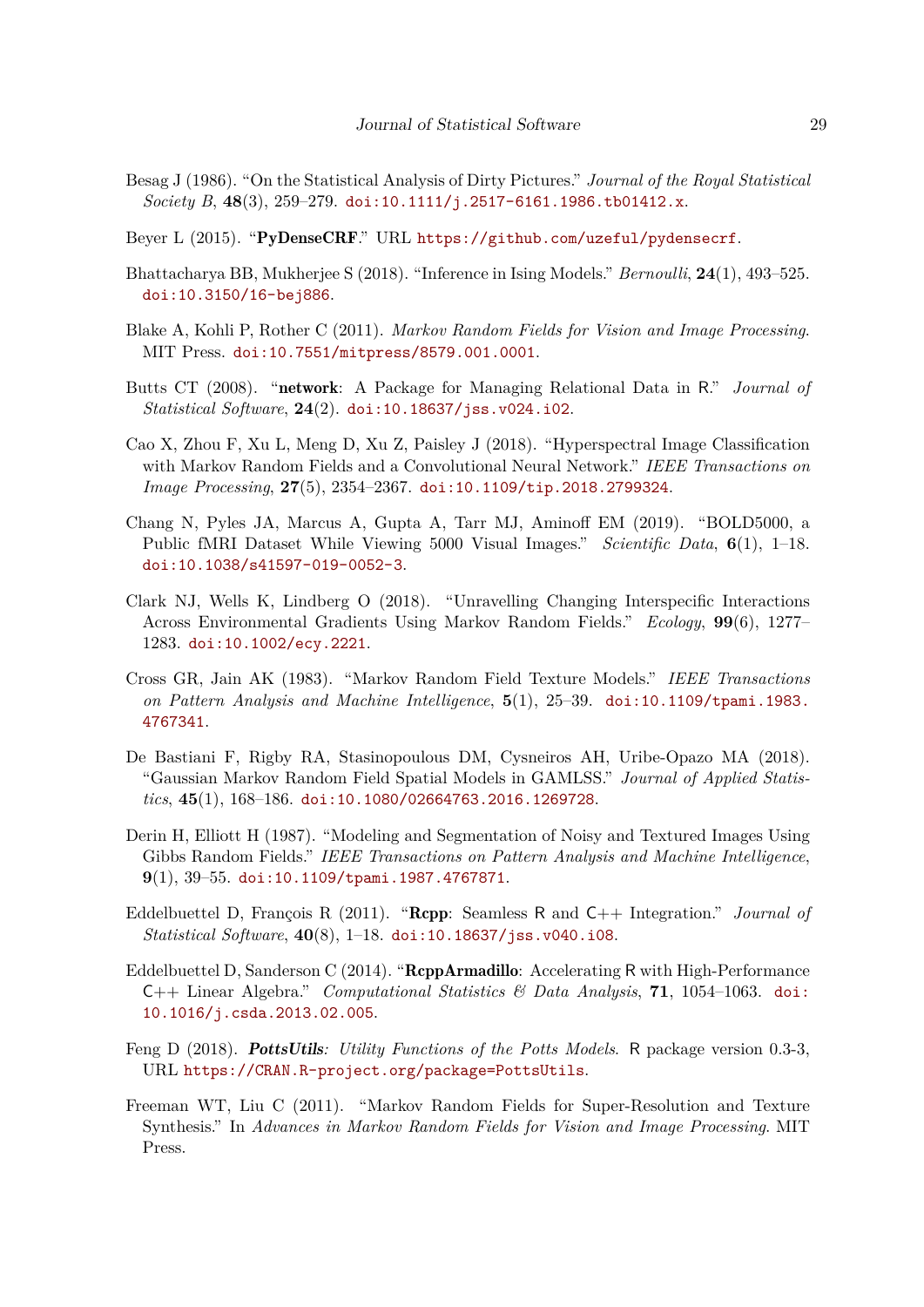Besag J (1986). "On the Statistical Analysis of Dirty Pictures." *Journal of the Royal Statistical Society B*, **48**(3), 259–279. doi:10.1111/j.2517-6161.1986.tb01412.x.

Beyer L (2015). "**PyDenseCRF**." URL https://github.com/uzeful/pydensecrf.

Bhattacharya BB, Mukherjee S (2018). "Inference in Ising Models." *Bernoulli*, **24**(1), 493–525. doi:10.3150/16-bej886.

Blake A, Kohli P, Rother C (2011). *Markov Random Fields for Vision and Image Processing*. MIT Press. doi:10.7551/mitpress/8579.001.0001.

Butts CT (2008). "**network**: A Package for Managing Relational Data in R." *Journal of Statistical Software*, **24**(2). doi:10.18637/jss.v024.i02.

Cao X, Zhou F, Xu L, Meng D, Xu Z, Paisley J (2018). "Hyperspectral Image Classification with Markov Random Fields and a Convolutional Neural Network." *IEEE Transactions on Image Processing*, **27**(5), 2354–2367. doi:10.1109/tip.2018.2799324.

Chang N, Pyles JA, Marcus A, Gupta A, Tarr MJ, Aminoff EM (2019). "BOLD5000, a Public fMRI Dataset While Viewing 5000 Visual Images." *Scientific Data*, **6**(1), 1–18. doi:10.1038/s41597-019-0052-3.

Clark NJ, Wells K, Lindberg O (2018). "Unravelling Changing Interspecific Interactions Across Environmental Gradients Using Markov Random Fields." *Ecology*, **99**(6), 1277–1283. doi:10.1002/ecy.2221.

Cross GR, Jain AK (1983). "Markov Random Field Texture Models." *IEEE Transactions on Pattern Analysis and Machine Intelligence*, **5**(1), 25–39. doi:10.1109/tpami.1983.4767341.

De Bastiani F, Rigby RA, Stasinopoulous DM, Cysneiros AH, Uribe-Opazo MA (2018). "Gaussian Markov Random Field Spatial Models in GAMLSS." *Journal of Applied Statistics*, **45**(1), 168–186. doi:10.1080/02664763.2016.1269728.

Derin H, Elliott H (1987). "Modeling and Segmentation of Noisy and Textured Images Using Gibbs Random Fields." *IEEE Transactions on Pattern Analysis and Machine Intelligence*, **9**(1), 39–55. doi:10.1109/tpami.1987.4767871.

Eddelbuettel D, François R (2011). "**Rcpp**: Seamless R and C++ Integration." *Journal of Statistical Software*, **40**(8), 1–18. doi:10.18637/jss.v040.i08.

Eddelbuettel D, Sanderson C (2014). "**RcppArmadillo**: Accelerating R with High-Performance C++ Linear Algebra." *Computational Statistics & Data Analysis*, **71**, 1054–1063. doi:10.1016/j.csda.2013.02.005.

Feng D (2018). ***PottsUtils**: Utility Functions of the Potts Models*. R package version 0.3-3, URL https://CRAN.R-project.org/package=PottsUtils.

Freeman WT, Liu C (2011). "Markov Random Fields for Super-Resolution and Texture Synthesis." In *Advances in Markov Random Fields for Vision and Image Processing*. MIT Press.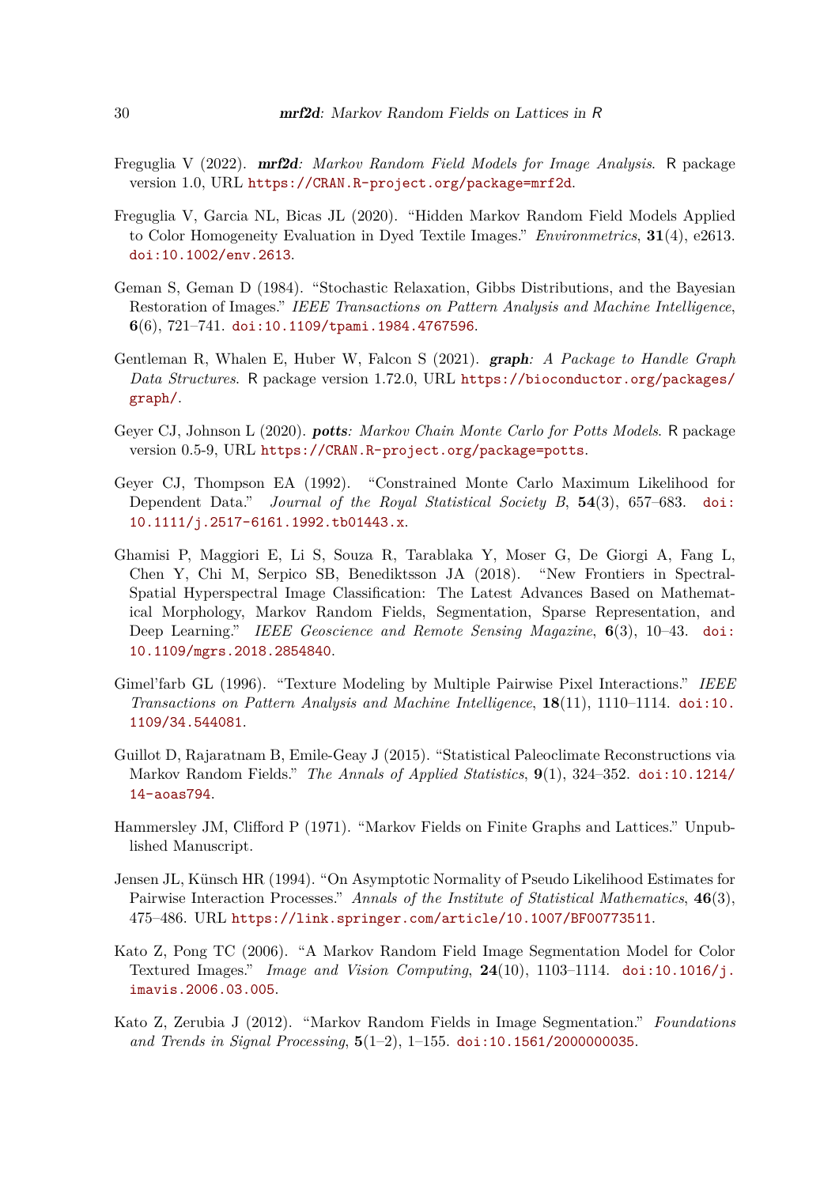Freguglia V (2022). ***mrf2d**: Markov Random Field Models for Image Analysis*. R package version 1.0, URL https://CRAN.R-project.org/package=mrf2d.

Freguglia V, Garcia NL, Bicas JL (2020). "Hidden Markov Random Field Models Applied to Color Homogeneity Evaluation in Dyed Textile Images." *Environmetrics*, **31**(4), e2613. doi:10.1002/env.2613.

Geman S, Geman D (1984). "Stochastic Relaxation, Gibbs Distributions, and the Bayesian Restoration of Images." *IEEE Transactions on Pattern Analysis and Machine Intelligence*, **6**(6), 721–741. doi:10.1109/tpami.1984.4767596.

Gentleman R, Whalen E, Huber W, Falcon S (2021). ***graph**: A Package to Handle Graph Data Structures*. R package version 1.72.0, URL https://bioconductor.org/packages/graph/.

Geyer CJ, Johnson L (2020). ***potts**: Markov Chain Monte Carlo for Potts Models*. R package version 0.5-9, URL https://CRAN.R-project.org/package=potts.

Geyer CJ, Thompson EA (1992). "Constrained Monte Carlo Maximum Likelihood for Dependent Data." *Journal of the Royal Statistical Society B*, **54**(3), 657–683. doi:10.1111/j.2517-6161.1992.tb01443.x.

Ghamisi P, Maggiori E, Li S, Souza R, Tarablaka Y, Moser G, De Giorgi A, Fang L, Chen Y, Chi M, Serpico SB, Benediktsson JA (2018). "New Frontiers in Spectral-Spatial Hyperspectral Image Classification: The Latest Advances Based on Mathematical Morphology, Markov Random Fields, Segmentation, Sparse Representation, and Deep Learning." *IEEE Geoscience and Remote Sensing Magazine*, **6**(3), 10–43. doi:10.1109/mgrs.2018.2854840.

Gimel'farb GL (1996). "Texture Modeling by Multiple Pairwise Pixel Interactions." *IEEE Transactions on Pattern Analysis and Machine Intelligence*, **18**(11), 1110–1114. doi:10.1109/34.544081.

Guillot D, Rajaratnam B, Emile-Geay J (2015). "Statistical Paleoclimate Reconstructions via Markov Random Fields." *The Annals of Applied Statistics*, **9**(1), 324–352. doi:10.1214/14-aoas794.

Hammersley JM, Clifford P (1971). "Markov Fields on Finite Graphs and Lattices." Unpublished Manuscript.

Jensen JL, Künsch HR (1994). "On Asymptotic Normality of Pseudo Likelihood Estimates for Pairwise Interaction Processes." *Annals of the Institute of Statistical Mathematics*, **46**(3), 475–486. URL https://link.springer.com/article/10.1007/BF00773511.

Kato Z, Pong TC (2006). "A Markov Random Field Image Segmentation Model for Color Textured Images." *Image and Vision Computing*, **24**(10), 1103–1114. doi:10.1016/j.imavis.2006.03.005.

Kato Z, Zerubia J (2012). "Markov Random Fields in Image Segmentation." *Foundations and Trends in Signal Processing*, **5**(1–2), 1–155. doi:10.1561/2000000035.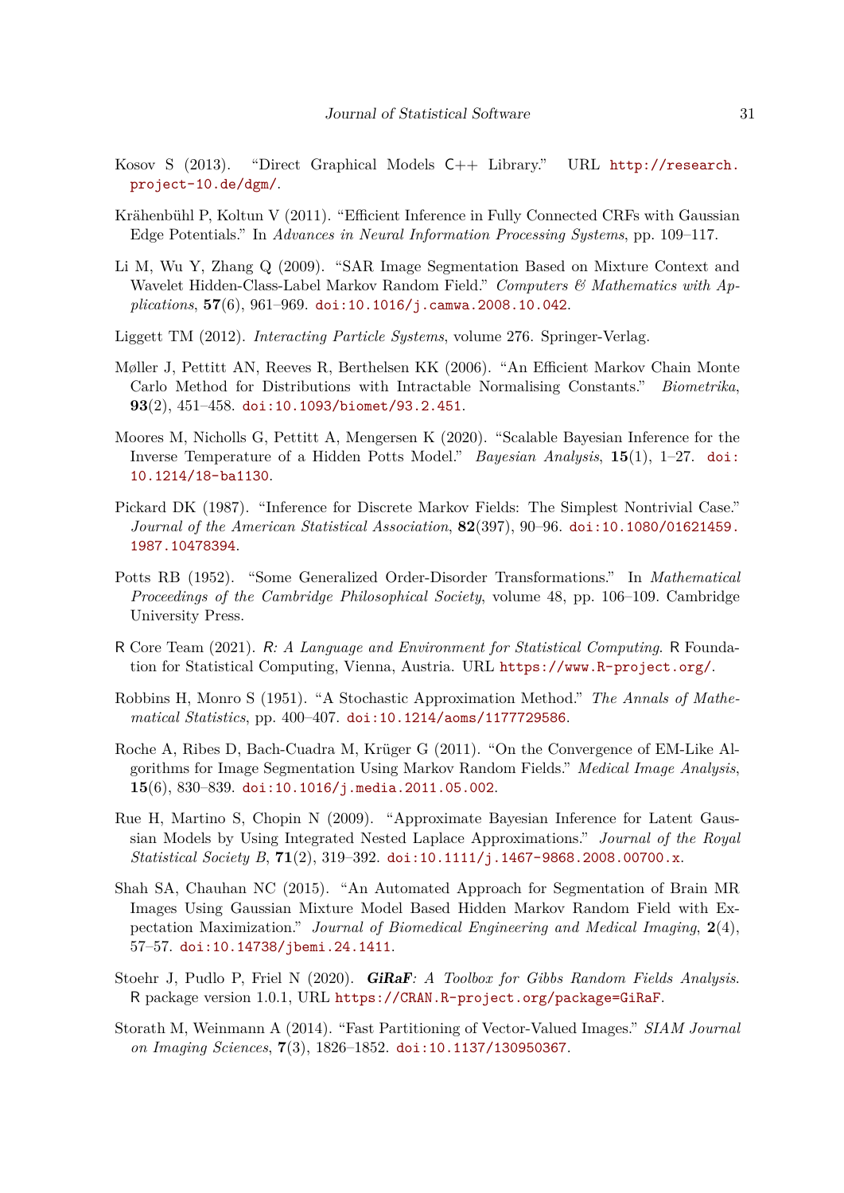Kosov S (2013). "Direct Graphical Models C++ Library." URL http://research.project-10.de/dgm/.

Krähenbühl P, Koltun V (2011). "Efficient Inference in Fully Connected CRFs with Gaussian Edge Potentials." In *Advances in Neural Information Processing Systems*, pp. 109–117.

Li M, Wu Y, Zhang Q (2009). "SAR Image Segmentation Based on Mixture Context and Wavelet Hidden-Class-Label Markov Random Field." *Computers & Mathematics with Applications*, **57**(6), 961–969. doi:10.1016/j.camwa.2008.10.042.

Liggett TM (2012). *Interacting Particle Systems*, volume 276. Springer-Verlag.

Møller J, Pettitt AN, Reeves R, Berthelsen KK (2006). "An Efficient Markov Chain Monte Carlo Method for Distributions with Intractable Normalising Constants." *Biometrika*, **93**(2), 451–458. doi:10.1093/biomet/93.2.451.

Moores M, Nicholls G, Pettitt A, Mengersen K (2020). "Scalable Bayesian Inference for the Inverse Temperature of a Hidden Potts Model." *Bayesian Analysis*, **15**(1), 1–27. doi:10.1214/18-ba1130.

Pickard DK (1987). "Inference for Discrete Markov Fields: The Simplest Nontrivial Case." *Journal of the American Statistical Association*, **82**(397), 90–96. doi:10.1080/01621459.1987.10478394.

Potts RB (1952). "Some Generalized Order-Disorder Transformations." In *Mathematical Proceedings of the Cambridge Philosophical Society*, volume 48, pp. 106–109. Cambridge University Press.

R Core Team (2021). *R: A Language and Environment for Statistical Computing*. R Foundation for Statistical Computing, Vienna, Austria. URL https://www.R-project.org/.

Robbins H, Monro S (1951). "A Stochastic Approximation Method." *The Annals of Mathematical Statistics*, pp. 400–407. doi:10.1214/aoms/1177729586.

Roche A, Ribes D, Bach-Cuadra M, Krüger G (2011). "On the Convergence of EM-Like Algorithms for Image Segmentation Using Markov Random Fields." *Medical Image Analysis*, **15**(6), 830–839. doi:10.1016/j.media.2011.05.002.

Rue H, Martino S, Chopin N (2009). "Approximate Bayesian Inference for Latent Gaussian Models by Using Integrated Nested Laplace Approximations." *Journal of the Royal Statistical Society B*, **71**(2), 319–392. doi:10.1111/j.1467-9868.2008.00700.x.

Shah SA, Chauhan NC (2015). "An Automated Approach for Segmentation of Brain MR Images Using Gaussian Mixture Model Based Hidden Markov Random Field with Expectation Maximization." *Journal of Biomedical Engineering and Medical Imaging*, **2**(4), 57–57. doi:10.14738/jbemi.24.1411.

Stoehr J, Pudlo P, Friel N (2020). ***GiRaF**: A Toolbox for Gibbs Random Fields Analysis*. R package version 1.0.1, URL https://CRAN.R-project.org/package=GiRaF.

Storath M, Weinmann A (2014). "Fast Partitioning of Vector-Valued Images." *SIAM Journal on Imaging Sciences*, **7**(3), 1826–1852. doi:10.1137/130950367.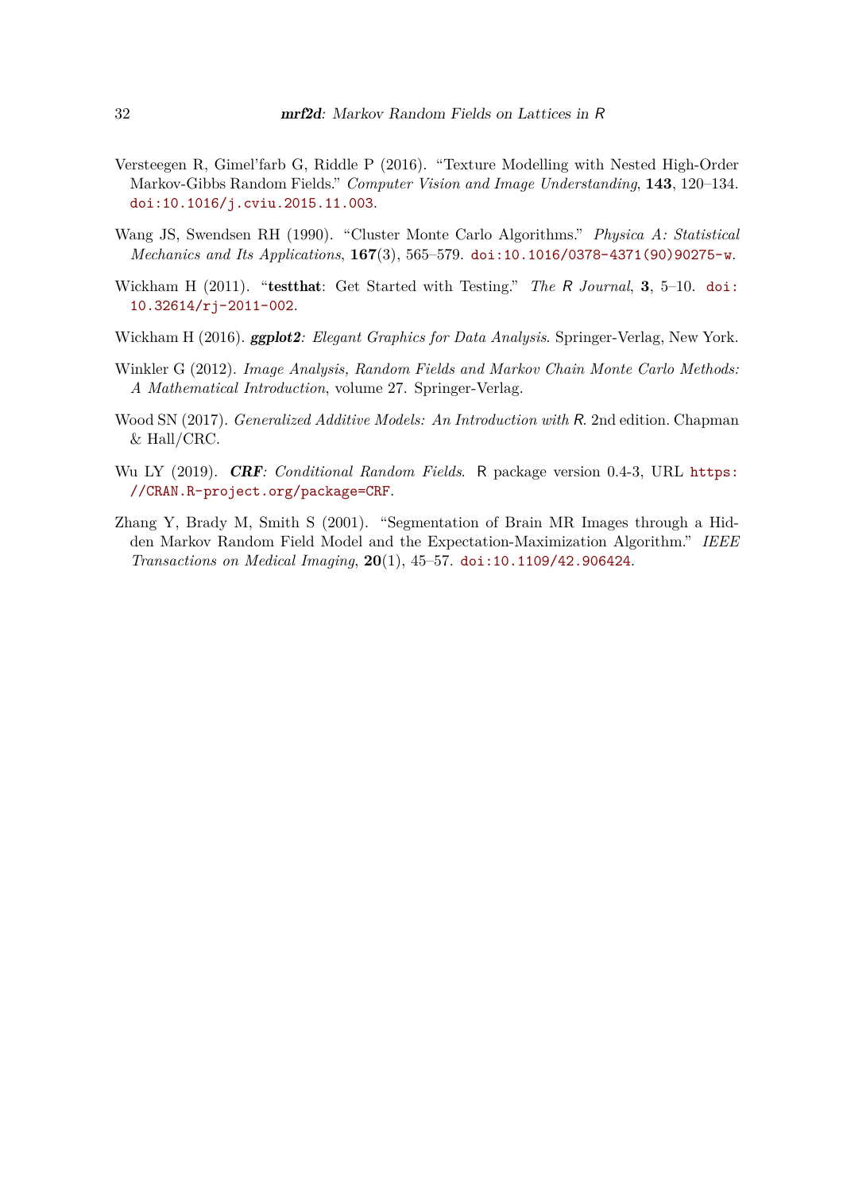Versteegen R, Gimel'farb G, Riddle P (2016). "Texture Modelling with Nested High-Order Markov-Gibbs Random Fields." *Computer Vision and Image Understanding*, **143**, 120–134. doi:10.1016/j.cviu.2015.11.003.

Wang JS, Swendsen RH (1990). "Cluster Monte Carlo Algorithms." *Physica A: Statistical Mechanics and Its Applications*, **167**(3), 565–579. doi:10.1016/0378-4371(90)90275-w.

Wickham H (2011). "**testthat**: Get Started with Testing." *The R Journal*, **3**, 5–10. doi:10.32614/rj-2011-002.

Wickham H (2016). ***ggplot2**: Elegant Graphics for Data Analysis*. Springer-Verlag, New York.

Winkler G (2012). *Image Analysis, Random Fields and Markov Chain Monte Carlo Methods: A Mathematical Introduction*, volume 27. Springer-Verlag.

Wood SN (2017). *Generalized Additive Models: An Introduction with R*. 2nd edition. Chapman & Hall/CRC.

Wu LY (2019). ***CRF**: Conditional Random Fields*. R package version 0.4-3, URL https://CRAN.R-project.org/package=CRF.

Zhang Y, Brady M, Smith S (2001). "Segmentation of Brain MR Images through a Hidden Markov Random Field Model and the Expectation-Maximization Algorithm." *IEEE Transactions on Medical Imaging*, **20**(1), 45–57. doi:10.1109/42.906424.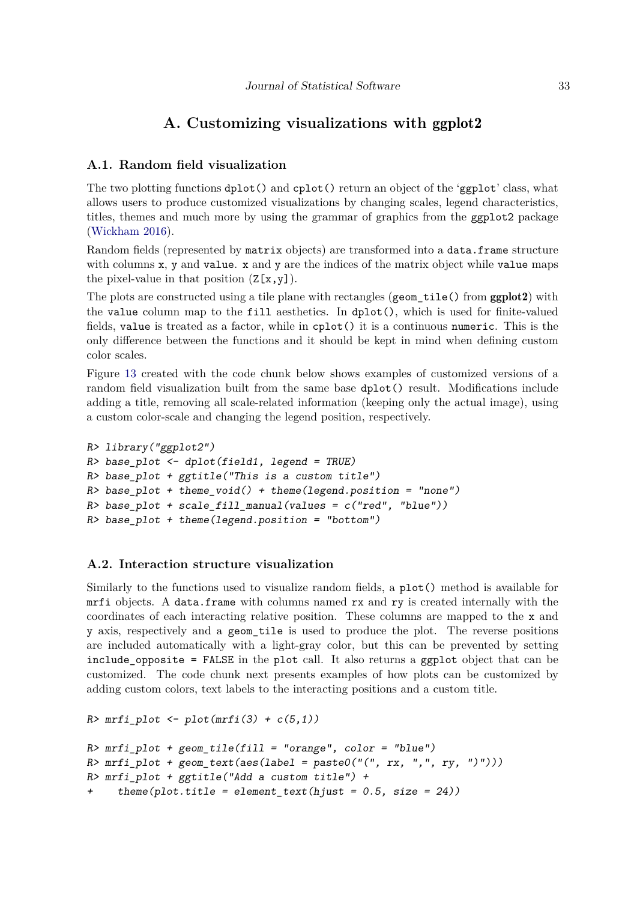# A. Customizing visualizations with ggplot2

## A.1. Random field visualization

The two plotting functions `dplot()` and `cplot()` return an object of the '`ggplot`' class, what allows users to produce customized visualizations by changing scales, legend characteristics, titles, themes and much more by using the grammar of graphics from the `ggplot2` package (Wickham 2016).

Random fields (represented by `matrix` objects) are transformed into a `data.frame` structure with columns `x`, `y` and `value`. `x` and `y` are the indices of the matrix object while `value` maps the pixel-value in that position (`Z[x,y]`).

The plots are constructed using a tile plane with rectangles (`geom_tile()` from **ggplot2**) with the `value` column map to the `fill` aesthetics. In `dplot()`, which is used for finite-valued fields, `value` is treated as a factor, while in `cplot()` it is a continuous `numeric`. This is the only difference between the functions and it should be kept in mind when defining custom color scales.

Figure 13 created with the code chunk below shows examples of customized versions of a random field visualization built from the same base `dplot()` result. Modifications include adding a title, removing all scale-related information (keeping only the actual image), using a custom color-scale and changing the legend position, respectively.

```
R> library("ggplot2")
R> base_plot <- dplot(field1, legend = TRUE)
R> base_plot + ggtitle("This is a custom title")
R> base_plot + theme_void() + theme(legend.position = "none")
R> base_plot + scale_fill_manual(values = c("red", "blue"))
R> base_plot + theme(legend.position = "bottom")
```

## A.2. Interaction structure visualization

Similarly to the functions used to visualize random fields, a `plot()` method is available for `mrfi` objects. A `data.frame` with columns named `rx` and `ry` is created internally with the coordinates of each interacting relative position. These columns are mapped to the `x` and `y` axis, respectively and a `geom_tile` is used to produce the plot. The reverse positions are included automatically with a light-gray color, but this can be prevented by setting `include_opposite = FALSE` in the `plot` call. It also returns a `ggplot` object that can be customized. The code chunk next presents examples of how plots can be customized by adding custom colors, text labels to the interacting positions and a custom title.

```
R> mrfi_plot <- plot(mrfi(3) + c(5,1))

R> mrfi_plot + geom_tile(fill = "orange", color = "blue")
R> mrfi_plot + geom_text(aes(label = paste0("(", rx, ",", ry, ")")))
R> mrfi_plot + ggtitle("Add a custom title") +
+    theme(plot.title = element_text(hjust = 0.5, size = 24))
```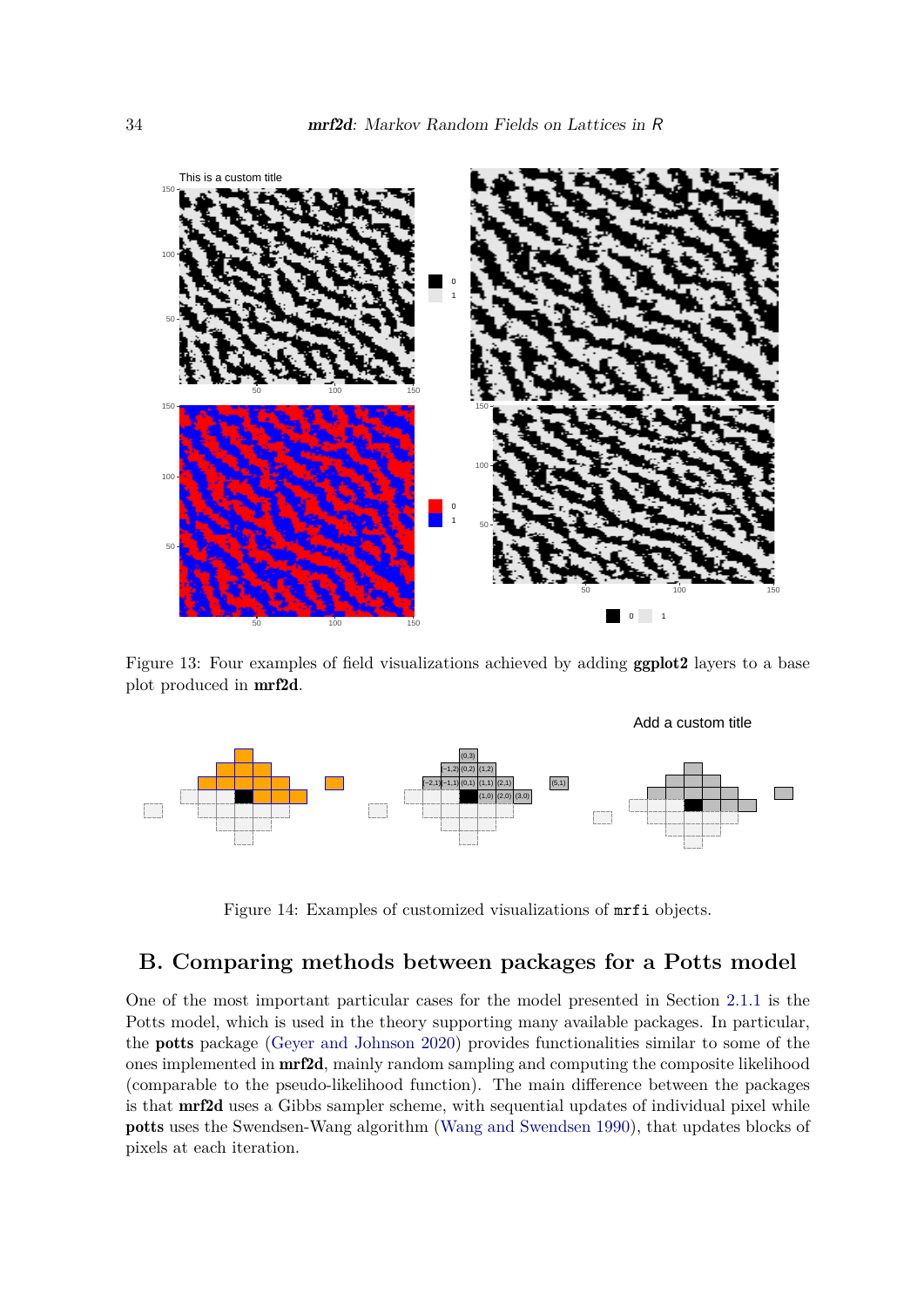Figure 13: Four examples of field visualizations achieved by adding **ggplot2** layers to a base plot produced in **mrf2d**.

Figure 14: Examples of customized visualizations of `mrfi` objects.

## B. Comparing methods between packages for a Potts model

One of the most important particular cases for the model presented in Section 2.1.1 is the Potts model, which is used in the theory supporting many available packages. In particular, the **potts** package (Geyer and Johnson 2020) provides functionalities similar to some of the ones implemented in **mrf2d**, mainly random sampling and computing the composite likelihood (comparable to the pseudo-likelihood function). The main difference between the packages is that **mrf2d** uses a Gibbs sampler scheme, with sequential updates of individual pixel while **potts** uses the Swendsen-Wang algorithm (Wang and Swendsen 1990), that updates blocks of pixels at each iteration.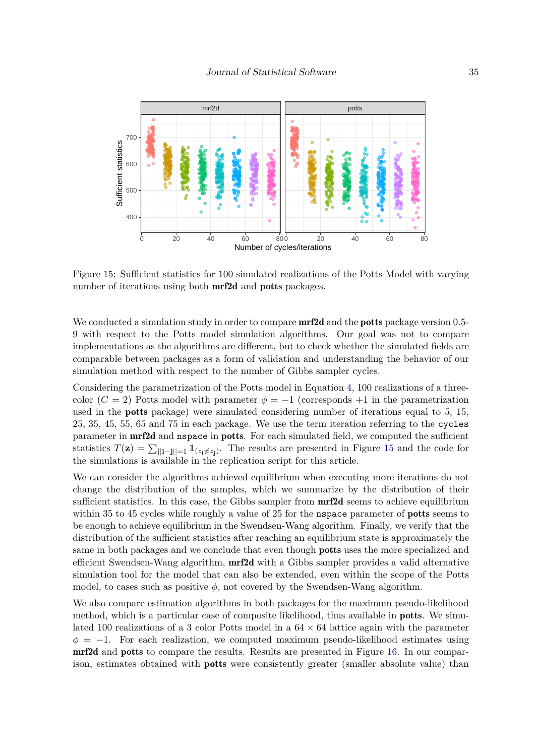Figure 15: Sufficient statistics for 100 simulated realizations of the Potts Model with varying number of iterations using both **mrf2d** and **potts** packages.

We conducted a simulation study in order to compare **mrf2d** and the **potts** package version 0.5-9 with respect to the Potts model simulation algorithms. Our goal was not to compare implementations as the algorithms are different, but to check whether the simulated fields are comparable between packages as a form of validation and understanding the behavior of our simulation method with respect to the number of Gibbs sampler cycles.

Considering the parametrization of the Potts model in Equation 4, 100 realizations of a three-color ($C = 2$) Potts model with parameter $\phi = -1$ (corresponds $+1$ in the parametrization used in the **potts** package) were simulated considering number of iterations equal to 5, 15, 25, 35, 45, 55, 65 and 75 in each package. We use the term iteration referring to the `cycles` parameter in **mrf2d** and `nspace` in **potts**. For each simulated field, we computed the sufficient statistics $T(\mathbf{z}) = \sum_{||\mathbf{i}-\mathbf{j}||=1} \mathbb{1}_{(z_\mathbf{i} \neq z_\mathbf{j})}$. The results are presented in Figure 15 and the code for the simulations is available in the replication script for this article.

We can consider the algorithms achieved equilibrium when executing more iterations do not change the distribution of the samples, which we summarize by the distribution of their sufficient statistics. In this case, the Gibbs sampler from **mrf2d** seems to achieve equilibrium within 35 to 45 cycles while roughly a value of 25 for the `nspace` parameter of **potts** seems to be enough to achieve equilibrium in the Swendsen-Wang algorithm. Finally, we verify that the distribution of the sufficient statistics after reaching an equilibrium state is approximately the same in both packages and we conclude that even though **potts** uses the more specialized and efficient Swendsen-Wang algorithm, **mrf2d** with a Gibbs sampler provides a valid alternative simulation tool for the model that can also be extended, even within the scope of the Potts model, to cases such as positive $\phi$, not covered by the Swendsen-Wang algorithm.

We also compare estimation algorithms in both packages for the maximum pseudo-likelihood method, which is a particular case of composite likelihood, thus available in **potts**. We simulated 100 realizations of a 3 color Potts model in a $64 \times 64$ lattice again with the parameter $\phi = -1$. For each realization, we computed maximum pseudo-likelihood estimates using **mrf2d** and **potts** to compare the results. Results are presented in Figure 16. In our comparison, estimates obtained with **potts** were consistently greater (smaller absolute value) than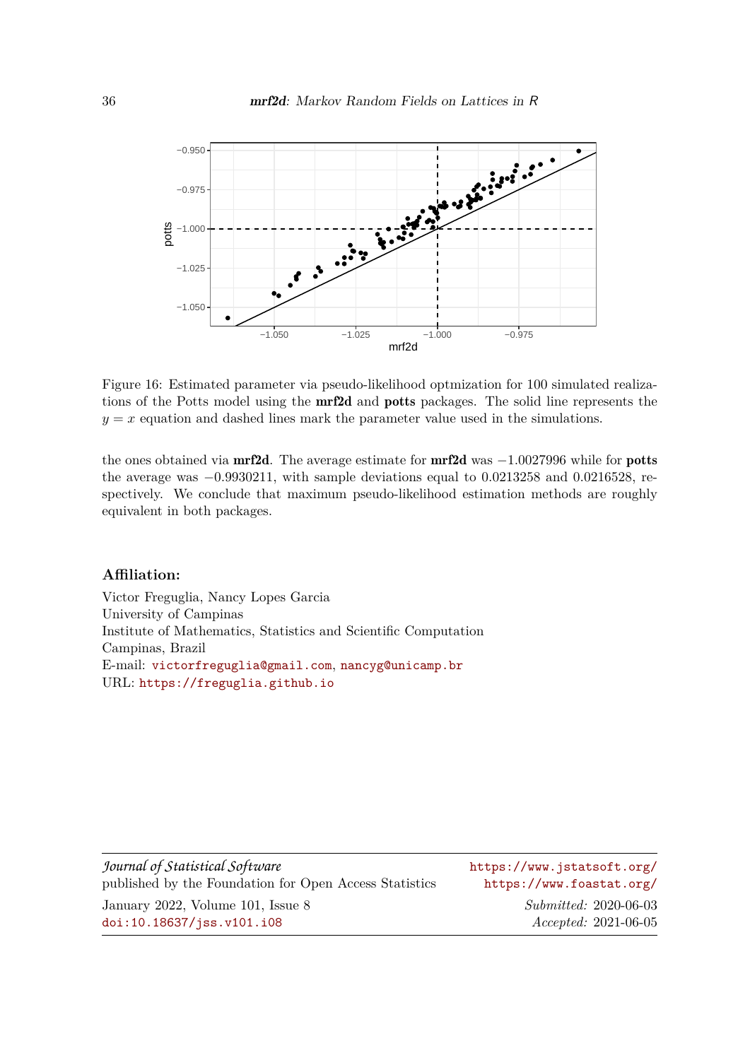potts

−0.950

−0.975

−1.000

−1.025

−1.050

−1.050

−1.025

−1.000

−0.975

mrf2d

Figure 16: Estimated parameter via pseudo-likelihood optmization for 100 simulated realizations of the Potts model using the **mrf2d** and **potts** packages. The solid line represents the $y = x$ equation and dashed lines mark the parameter value used in the simulations.

the ones obtained via **mrf2d**. The average estimate for **mrf2d** was $-1.0027996$ while for **potts** the average was $-0.9930211$, with sample deviations equal to 0.0213258 and 0.0216528, respectively. We conclude that maximum pseudo-likelihood estimation methods are roughly equivalent in both packages.

### Affiliation:

Victor Freguglia, Nancy Lopes Garcia
University of Campinas
Institute of Mathematics, Statistics and Scientific Computation
Campinas, Brazil
E-mail: victorfreguglia@gmail.com, nancyg@unicamp.br
URL: https://freguglia.github.io